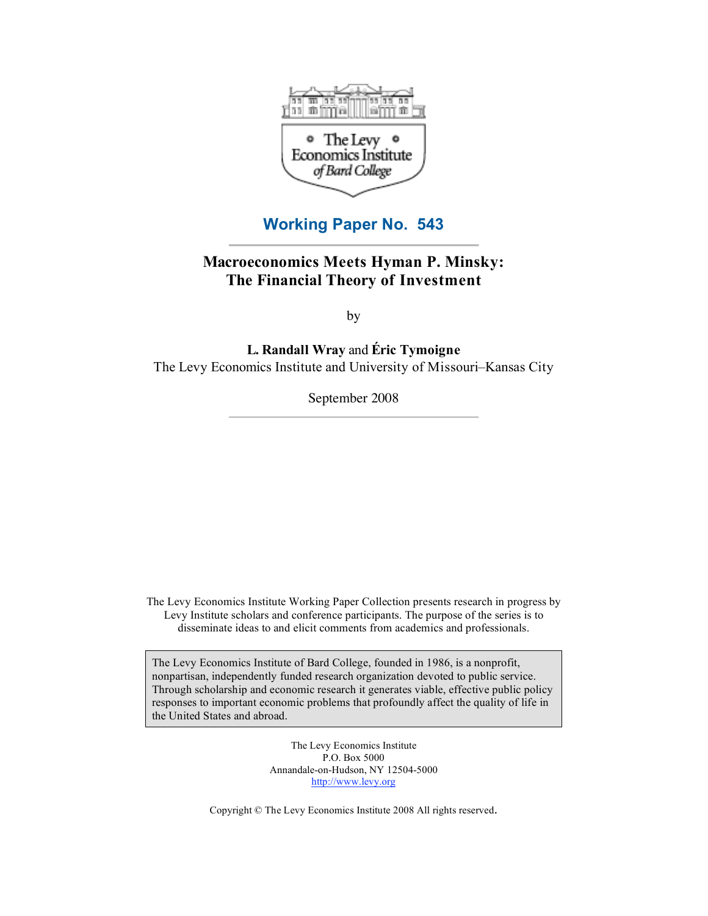The Levy Economics Institute of Bard College

**Working Paper No. 543**

# Macroeconomics Meets Hyman P. Minsky: The Financial Theory of Investment

by

**L. Randall Wray** and **Éric Tymoigne**

The Levy Economics Institute and University of Missouri–Kansas City

September 2008

The Levy Economics Institute Working Paper Collection presents research in progress by Levy Institute scholars and conference participants. The purpose of the series is to disseminate ideas to and elicit comments from academics and professionals.

The Levy Economics Institute of Bard College, founded in 1986, is a nonprofit, nonpartisan, independently funded research organization devoted to public service. Through scholarship and economic research it generates viable, effective public policy responses to important economic problems that profoundly affect the quality of life in the United States and abroad.

The Levy Economics Institute
P.O. Box 5000
Annandale-on-Hudson, NY 12504-5000
http://www.levy.org

Copyright © The Levy Economics Institute 2008 All rights reserved.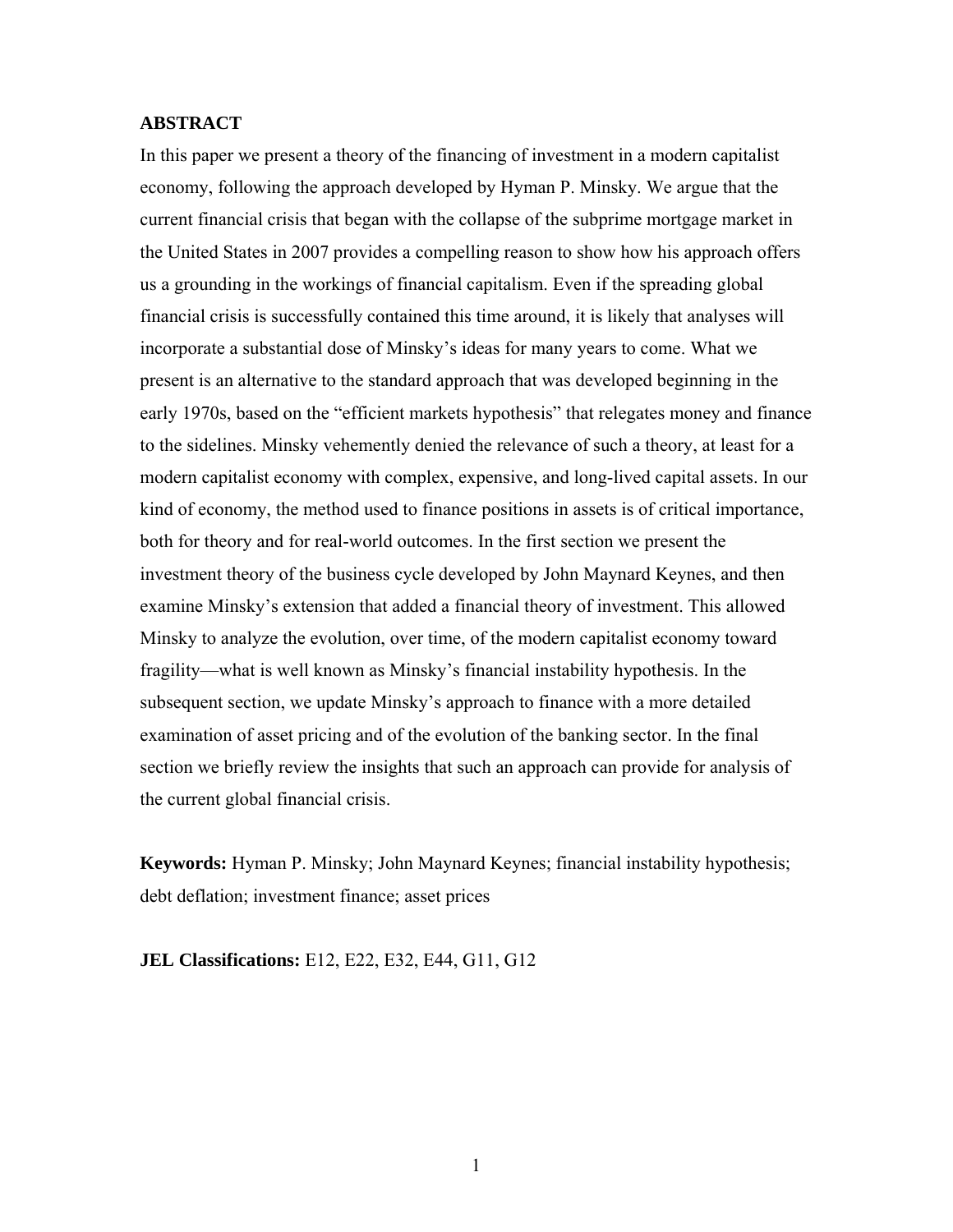## ABSTRACT

In this paper we present a theory of the financing of investment in a modern capitalist economy, following the approach developed by Hyman P. Minsky. We argue that the current financial crisis that began with the collapse of the subprime mortgage market in the United States in 2007 provides a compelling reason to show how his approach offers us a grounding in the workings of financial capitalism. Even if the spreading global financial crisis is successfully contained this time around, it is likely that analyses will incorporate a substantial dose of Minsky's ideas for many years to come. What we present is an alternative to the standard approach that was developed beginning in the early 1970s, based on the "efficient markets hypothesis" that relegates money and finance to the sidelines. Minsky vehemently denied the relevance of such a theory, at least for a modern capitalist economy with complex, expensive, and long-lived capital assets. In our kind of economy, the method used to finance positions in assets is of critical importance, both for theory and for real-world outcomes. In the first section we present the investment theory of the business cycle developed by John Maynard Keynes, and then examine Minsky's extension that added a financial theory of investment. This allowed Minsky to analyze the evolution, over time, of the modern capitalist economy toward fragility—what is well known as Minsky's financial instability hypothesis. In the subsequent section, we update Minsky's approach to finance with a more detailed examination of asset pricing and of the evolution of the banking sector. In the final section we briefly review the insights that such an approach can provide for analysis of the current global financial crisis.

**Keywords:** Hyman P. Minsky; John Maynard Keynes; financial instability hypothesis; debt deflation; investment finance; asset prices

**JEL Classifications:** E12, E22, E32, E44, G11, G12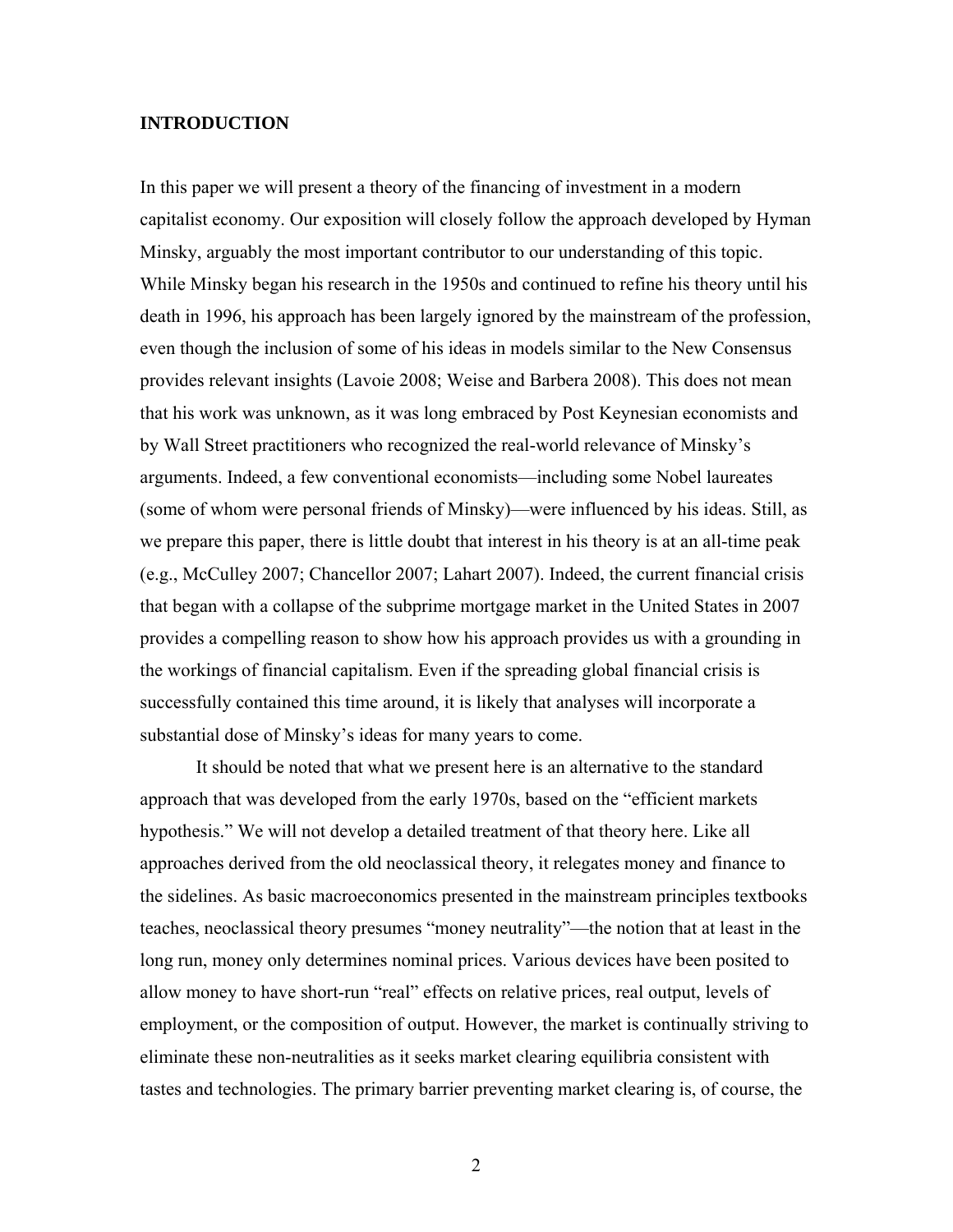## INTRODUCTION

In this paper we will present a theory of the financing of investment in a modern capitalist economy. Our exposition will closely follow the approach developed by Hyman Minsky, arguably the most important contributor to our understanding of this topic. While Minsky began his research in the 1950s and continued to refine his theory until his death in 1996, his approach has been largely ignored by the mainstream of the profession, even though the inclusion of some of his ideas in models similar to the New Consensus provides relevant insights (Lavoie 2008; Weise and Barbera 2008). This does not mean that his work was unknown, as it was long embraced by Post Keynesian economists and by Wall Street practitioners who recognized the real-world relevance of Minsky's arguments. Indeed, a few conventional economists—including some Nobel laureates (some of whom were personal friends of Minsky)—were influenced by his ideas. Still, as we prepare this paper, there is little doubt that interest in his theory is at an all-time peak (e.g., McCulley 2007; Chancellor 2007; Lahart 2007). Indeed, the current financial crisis that began with a collapse of the subprime mortgage market in the United States in 2007 provides a compelling reason to show how his approach provides us with a grounding in the workings of financial capitalism. Even if the spreading global financial crisis is successfully contained this time around, it is likely that analyses will incorporate a substantial dose of Minsky's ideas for many years to come.

It should be noted that what we present here is an alternative to the standard approach that was developed from the early 1970s, based on the "efficient markets hypothesis." We will not develop a detailed treatment of that theory here. Like all approaches derived from the old neoclassical theory, it relegates money and finance to the sidelines. As basic macroeconomics presented in the mainstream principles textbooks teaches, neoclassical theory presumes "money neutrality"—the notion that at least in the long run, money only determines nominal prices. Various devices have been posited to allow money to have short-run "real" effects on relative prices, real output, levels of employment, or the composition of output. However, the market is continually striving to eliminate these non-neutralities as it seeks market clearing equilibria consistent with tastes and technologies. The primary barrier preventing market clearing is, of course, the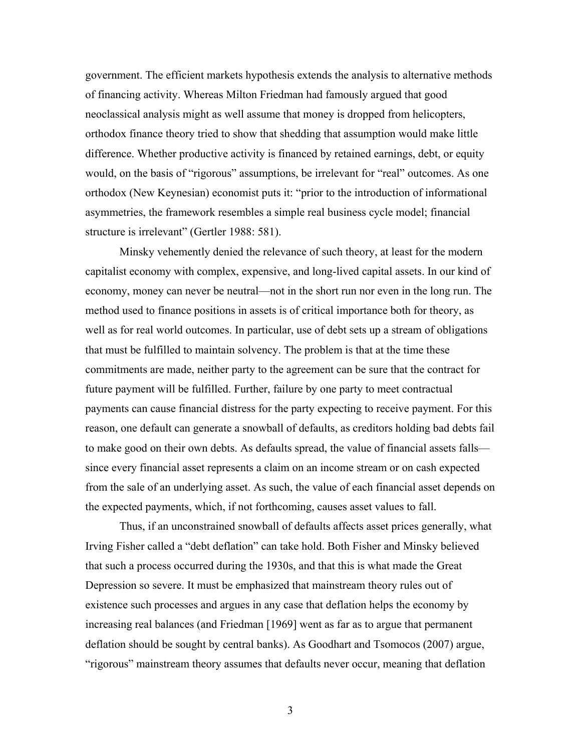government. The efficient markets hypothesis extends the analysis to alternative methods of financing activity. Whereas Milton Friedman had famously argued that good neoclassical analysis might as well assume that money is dropped from helicopters, orthodox finance theory tried to show that shedding that assumption would make little difference. Whether productive activity is financed by retained earnings, debt, or equity would, on the basis of "rigorous" assumptions, be irrelevant for "real" outcomes. As one orthodox (New Keynesian) economist puts it: "prior to the introduction of informational asymmetries, the framework resembles a simple real business cycle model; financial structure is irrelevant" (Gertler 1988: 581).

Minsky vehemently denied the relevance of such theory, at least for the modern capitalist economy with complex, expensive, and long-lived capital assets. In our kind of economy, money can never be neutral—not in the short run nor even in the long run. The method used to finance positions in assets is of critical importance both for theory, as well as for real world outcomes. In particular, use of debt sets up a stream of obligations that must be fulfilled to maintain solvency. The problem is that at the time these commitments are made, neither party to the agreement can be sure that the contract for future payment will be fulfilled. Further, failure by one party to meet contractual payments can cause financial distress for the party expecting to receive payment. For this reason, one default can generate a snowball of defaults, as creditors holding bad debts fail to make good on their own debts. As defaults spread, the value of financial assets falls—since every financial asset represents a claim on an income stream or on cash expected from the sale of an underlying asset. As such, the value of each financial asset depends on the expected payments, which, if not forthcoming, causes asset values to fall.

Thus, if an unconstrained snowball of defaults affects asset prices generally, what Irving Fisher called a "debt deflation" can take hold. Both Fisher and Minsky believed that such a process occurred during the 1930s, and that this is what made the Great Depression so severe. It must be emphasized that mainstream theory rules out of existence such processes and argues in any case that deflation helps the economy by increasing real balances (and Friedman [1969] went as far as to argue that permanent deflation should be sought by central banks). As Goodhart and Tsomocos (2007) argue, "rigorous" mainstream theory assumes that defaults never occur, meaning that deflation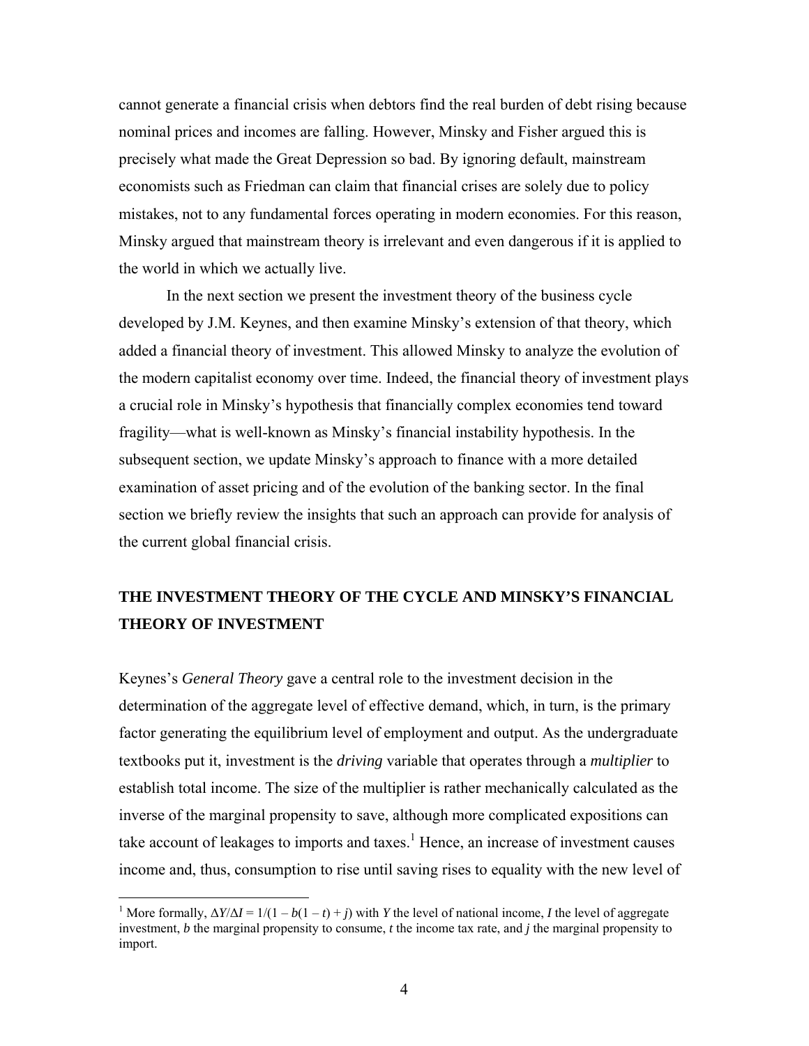cannot generate a financial crisis when debtors find the real burden of debt rising because nominal prices and incomes are falling. However, Minsky and Fisher argued this is precisely what made the Great Depression so bad. By ignoring default, mainstream economists such as Friedman can claim that financial crises are solely due to policy mistakes, not to any fundamental forces operating in modern economies. For this reason, Minsky argued that mainstream theory is irrelevant and even dangerous if it is applied to the world in which we actually live.

In the next section we present the investment theory of the business cycle developed by J.M. Keynes, and then examine Minsky's extension of that theory, which added a financial theory of investment. This allowed Minsky to analyze the evolution of the modern capitalist economy over time. Indeed, the financial theory of investment plays a crucial role in Minsky's hypothesis that financially complex economies tend toward fragility—what is well-known as Minsky's financial instability hypothesis. In the subsequent section, we update Minsky's approach to finance with a more detailed examination of asset pricing and of the evolution of the banking sector. In the final section we briefly review the insights that such an approach can provide for analysis of the current global financial crisis.

## THE INVESTMENT THEORY OF THE CYCLE AND MINSKY'S FINANCIAL THEORY OF INVESTMENT

Keynes's *General Theory* gave a central role to the investment decision in the determination of the aggregate level of effective demand, which, in turn, is the primary factor generating the equilibrium level of employment and output. As the undergraduate textbooks put it, investment is the *driving* variable that operates through a *multiplier* to establish total income. The size of the multiplier is rather mechanically calculated as the inverse of the marginal propensity to save, although more complicated expositions can take account of leakages to imports and taxes.[1] Hence, an increase of investment causes income and, thus, consumption to rise until saving rises to equality with the new level of

---

[1] More formally, $\Delta Y/\Delta I = 1/(1 - b(1 - t) + j)$ with $Y$ the level of national income, $I$ the level of aggregate investment, $b$ the marginal propensity to consume, $t$ the income tax rate, and $j$ the marginal propensity to import.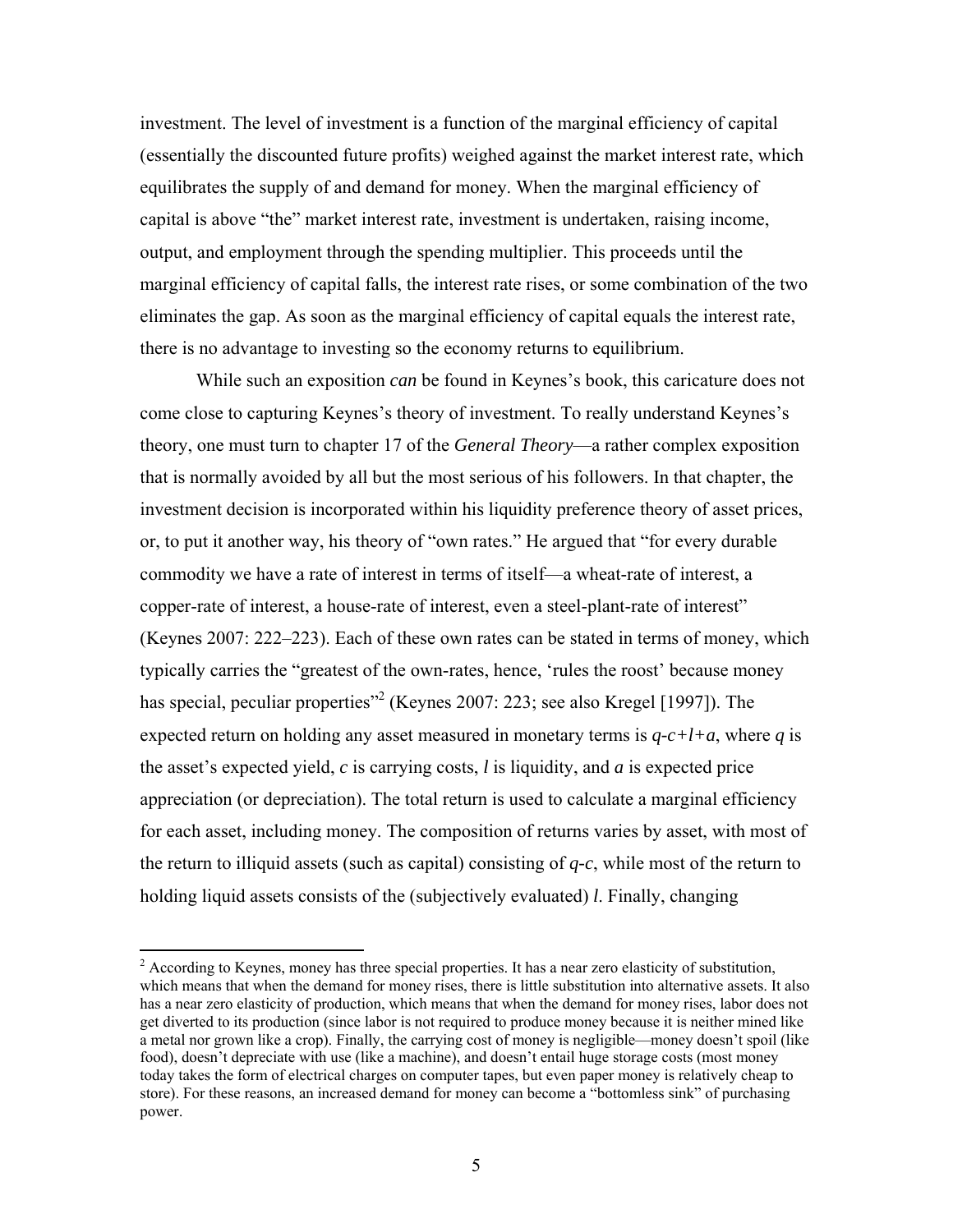investment. The level of investment is a function of the marginal efficiency of capital (essentially the discounted future profits) weighed against the market interest rate, which equilibrates the supply of and demand for money. When the marginal efficiency of capital is above "the" market interest rate, investment is undertaken, raising income, output, and employment through the spending multiplier. This proceeds until the marginal efficiency of capital falls, the interest rate rises, or some combination of the two eliminates the gap. As soon as the marginal efficiency of capital equals the interest rate, there is no advantage to investing so the economy returns to equilibrium.

While such an exposition *can* be found in Keynes's book, this caricature does not come close to capturing Keynes's theory of investment. To really understand Keynes's theory, one must turn to chapter 17 of the *General Theory*—a rather complex exposition that is normally avoided by all but the most serious of his followers. In that chapter, the investment decision is incorporated within his liquidity preference theory of asset prices, or, to put it another way, his theory of "own rates." He argued that "for every durable commodity we have a rate of interest in terms of itself—a wheat-rate of interest, a copper-rate of interest, a house-rate of interest, even a steel-plant-rate of interest" (Keynes 2007: 222–223). Each of these own rates can be stated in terms of money, which typically carries the "greatest of the own-rates, hence, 'rules the roost' because money has special, peculiar properties"[2] (Keynes 2007: 223; see also Kregel [1997]). The expected return on holding any asset measured in monetary terms is $q$-$c$+$l$+$a$, where $q$ is the asset's expected yield, $c$ is carrying costs, $l$ is liquidity, and $a$ is expected price appreciation (or depreciation). The total return is used to calculate a marginal efficiency for each asset, including money. The composition of returns varies by asset, with most of the return to illiquid assets (such as capital) consisting of $q$-$c$, while most of the return to holding liquid assets consists of the (subjectively evaluated) $l$. Finally, changing

[2] According to Keynes, money has three special properties. It has a near zero elasticity of substitution, which means that when the demand for money rises, there is little substitution into alternative assets. It also has a near zero elasticity of production, which means that when the demand for money rises, labor does not get diverted to its production (since labor is not required to produce money because it is neither mined like a metal nor grown like a crop). Finally, the carrying cost of money is negligible—money doesn't spoil (like food), doesn't depreciate with use (like a machine), and doesn't entail huge storage costs (most money today takes the form of electrical charges on computer tapes, but even paper money is relatively cheap to store). For these reasons, an increased demand for money can become a "bottomless sink" of purchasing power.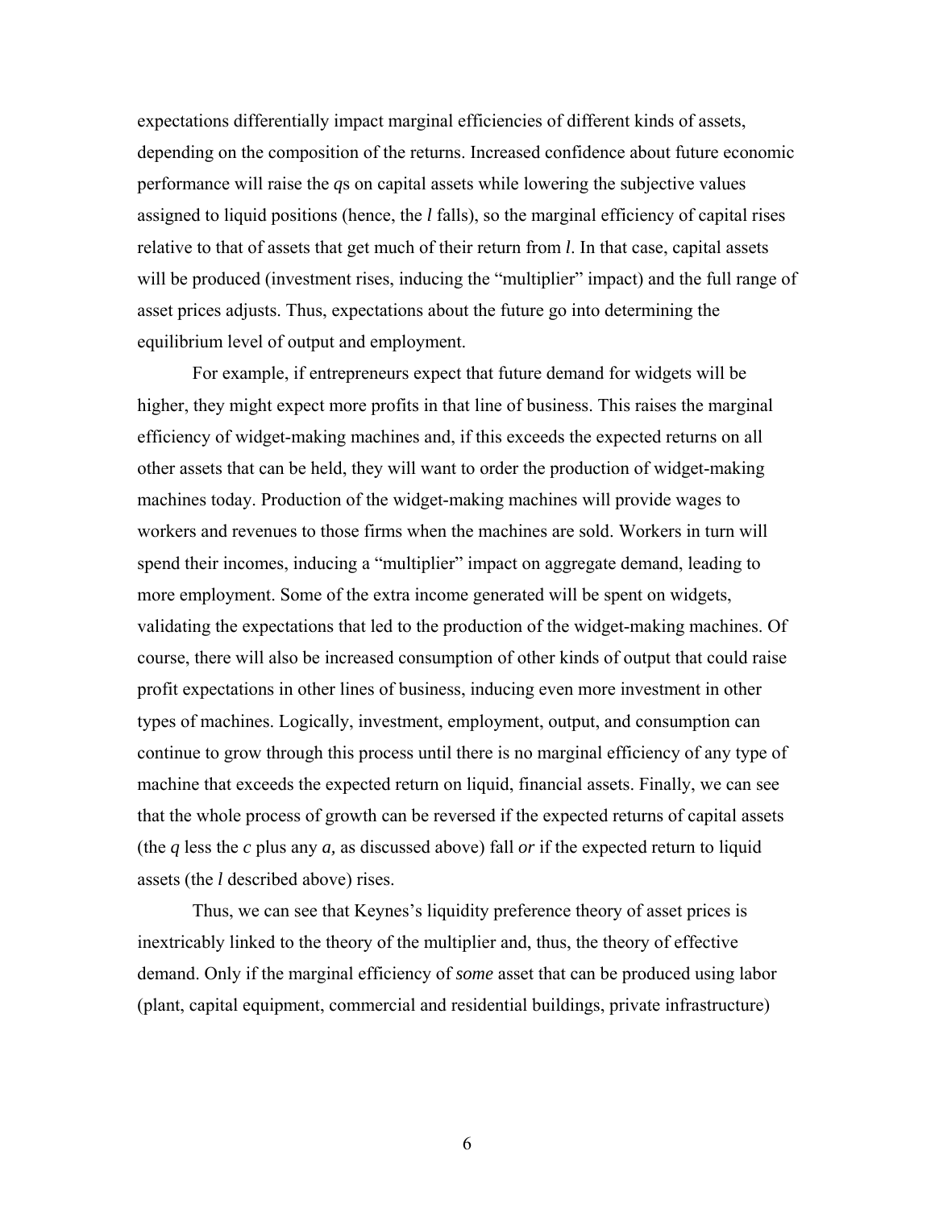expectations differentially impact marginal efficiencies of different kinds of assets, depending on the composition of the returns. Increased confidence about future economic performance will raise the *q*s on capital assets while lowering the subjective values assigned to liquid positions (hence, the *l* falls), so the marginal efficiency of capital rises relative to that of assets that get much of their return from *l*. In that case, capital assets will be produced (investment rises, inducing the "multiplier" impact) and the full range of asset prices adjusts. Thus, expectations about the future go into determining the equilibrium level of output and employment.

For example, if entrepreneurs expect that future demand for widgets will be higher, they might expect more profits in that line of business. This raises the marginal efficiency of widget-making machines and, if this exceeds the expected returns on all other assets that can be held, they will want to order the production of widget-making machines today. Production of the widget-making machines will provide wages to workers and revenues to those firms when the machines are sold. Workers in turn will spend their incomes, inducing a "multiplier" impact on aggregate demand, leading to more employment. Some of the extra income generated will be spent on widgets, validating the expectations that led to the production of the widget-making machines. Of course, there will also be increased consumption of other kinds of output that could raise profit expectations in other lines of business, inducing even more investment in other types of machines. Logically, investment, employment, output, and consumption can continue to grow through this process until there is no marginal efficiency of any type of machine that exceeds the expected return on liquid, financial assets. Finally, we can see that the whole process of growth can be reversed if the expected returns of capital assets (the *q* less the *c* plus any *a,* as discussed above) fall *or* if the expected return to liquid assets (the *l* described above) rises.

Thus, we can see that Keynes's liquidity preference theory of asset prices is inextricably linked to the theory of the multiplier and, thus, the theory of effective demand. Only if the marginal efficiency of *some* asset that can be produced using labor (plant, capital equipment, commercial and residential buildings, private infrastructure)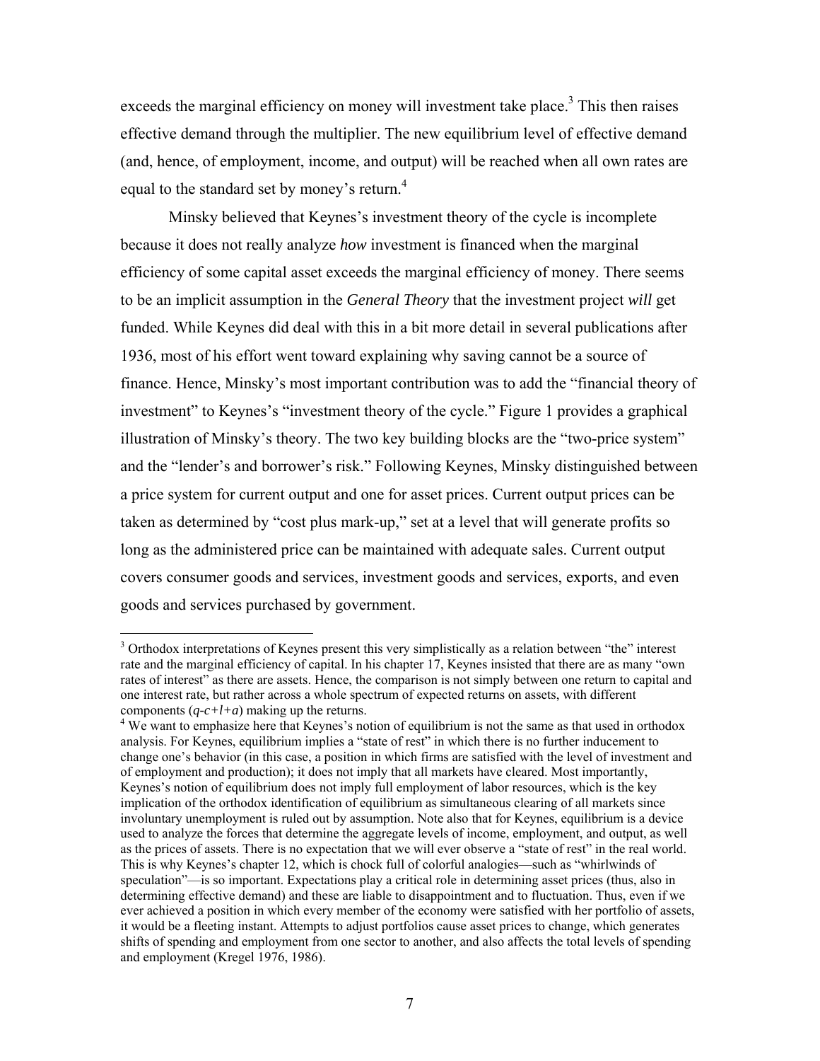exceeds the marginal efficiency on money will investment take place.[3] This then raises effective demand through the multiplier. The new equilibrium level of effective demand (and, hence, of employment, income, and output) will be reached when all own rates are equal to the standard set by money's return.[4]

Minsky believed that Keynes's investment theory of the cycle is incomplete because it does not really analyze *how* investment is financed when the marginal efficiency of some capital asset exceeds the marginal efficiency of money. There seems to be an implicit assumption in the *General Theory* that the investment project *will* get funded. While Keynes did deal with this in a bit more detail in several publications after 1936, most of his effort went toward explaining why saving cannot be a source of finance. Hence, Minsky's most important contribution was to add the "financial theory of investment" to Keynes's "investment theory of the cycle." Figure 1 provides a graphical illustration of Minsky's theory. The two key building blocks are the "two-price system" and the "lender's and borrower's risk." Following Keynes, Minsky distinguished between a price system for current output and one for asset prices. Current output prices can be taken as determined by "cost plus mark-up," set at a level that will generate profits so long as the administered price can be maintained with adequate sales. Current output covers consumer goods and services, investment goods and services, exports, and even goods and services purchased by government.

---

[3] Orthodox interpretations of Keynes present this very simplistically as a relation between "the" interest rate and the marginal efficiency of capital. In his chapter 17, Keynes insisted that there are as many "own rates of interest" as there are assets. Hence, the comparison is not simply between one return to capital and one interest rate, but rather across a whole spectrum of expected returns on assets, with different components ($q$-$c$+$l$+$a$) making up the returns.

[4] We want to emphasize here that Keynes's notion of equilibrium is not the same as that used in orthodox analysis. For Keynes, equilibrium implies a "state of rest" in which there is no further inducement to change one's behavior (in this case, a position in which firms are satisfied with the level of investment and of employment and production); it does not imply that all markets have cleared. Most importantly, Keynes's notion of equilibrium does not imply full employment of labor resources, which is the key implication of the orthodox identification of equilibrium as simultaneous clearing of all markets since involuntary unemployment is ruled out by assumption. Note also that for Keynes, equilibrium is a device used to analyze the forces that determine the aggregate levels of income, employment, and output, as well as the prices of assets. There is no expectation that we will ever observe a "state of rest" in the real world. This is why Keynes's chapter 12, which is chock full of colorful analogies—such as "whirlwinds of speculation"—is so important. Expectations play a critical role in determining asset prices (thus, also in determining effective demand) and these are liable to disappointment and to fluctuation. Thus, even if we ever achieved a position in which every member of the economy were satisfied with her portfolio of assets, it would be a fleeting instant. Attempts to adjust portfolios cause asset prices to change, which generates shifts of spending and employment from one sector to another, and also affects the total levels of spending and employment (Kregel 1976, 1986).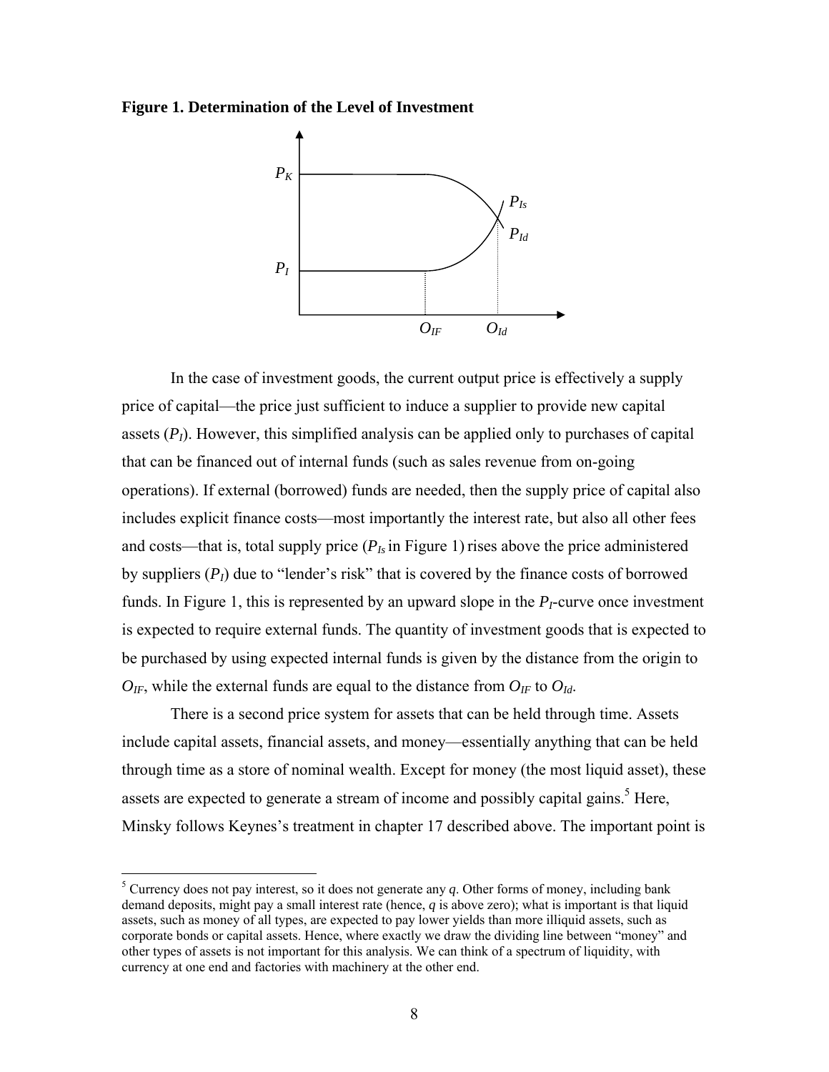**Figure 1. Determination of the Level of Investment**

In the case of investment goods, the current output price is effectively a supply price of capital—the price just sufficient to induce a supplier to provide new capital assets ($P_I$). However, this simplified analysis can be applied only to purchases of capital that can be financed out of internal funds (such as sales revenue from on-going operations). If external (borrowed) funds are needed, then the supply price of capital also includes explicit finance costs—most importantly the interest rate, but also all other fees and costs—that is, total supply price ($P_{Is}$ in Figure 1) rises above the price administered by suppliers ($P_I$) due to "lender's risk" that is covered by the finance costs of borrowed funds. In Figure 1, this is represented by an upward slope in the $P_I$-curve once investment is expected to require external funds. The quantity of investment goods that is expected to be purchased by using expected internal funds is given by the distance from the origin to $O_{IF}$, while the external funds are equal to the distance from $O_{IF}$ to $O_{Id}$.

There is a second price system for assets that can be held through time. Assets include capital assets, financial assets, and money—essentially anything that can be held through time as a store of nominal wealth. Except for money (the most liquid asset), these assets are expected to generate a stream of income and possibly capital gains.[5] Here, Minsky follows Keynes's treatment in chapter 17 described above. The important point is

[5] Currency does not pay interest, so it does not generate any $q$. Other forms of money, including bank demand deposits, might pay a small interest rate (hence, $q$ is above zero); what is important is that liquid assets, such as money of all types, are expected to pay lower yields than more illiquid assets, such as corporate bonds or capital assets. Hence, where exactly we draw the dividing line between "money" and other types of assets is not important for this analysis. We can think of a spectrum of liquidity, with currency at one end and factories with machinery at the other end.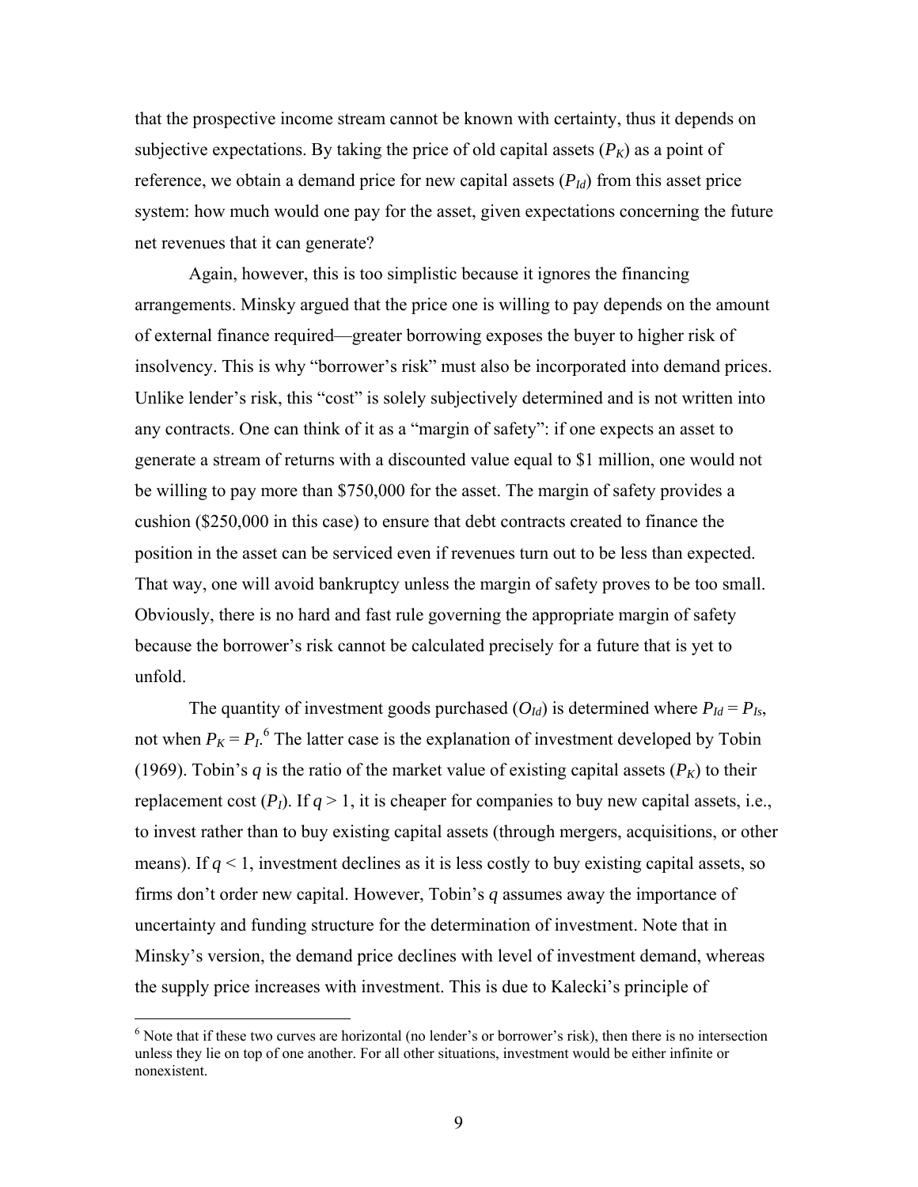that the prospective income stream cannot be known with certainty, thus it depends on subjective expectations. By taking the price of old capital assets ($P_K$) as a point of reference, we obtain a demand price for new capital assets ($P_{Id}$) from this asset price system: how much would one pay for the asset, given expectations concerning the future net revenues that it can generate?

Again, however, this is too simplistic because it ignores the financing arrangements. Minsky argued that the price one is willing to pay depends on the amount of external finance required—greater borrowing exposes the buyer to higher risk of insolvency. This is why "borrower's risk" must also be incorporated into demand prices. Unlike lender's risk, this "cost" is solely subjectively determined and is not written into any contracts. One can think of it as a "margin of safety": if one expects an asset to generate a stream of returns with a discounted value equal to $1 million, one would not be willing to pay more than $750,000 for the asset. The margin of safety provides a cushion ($250,000 in this case) to ensure that debt contracts created to finance the position in the asset can be serviced even if revenues turn out to be less than expected. That way, one will avoid bankruptcy unless the margin of safety proves to be too small. Obviously, there is no hard and fast rule governing the appropriate margin of safety because the borrower's risk cannot be calculated precisely for a future that is yet to unfold.

The quantity of investment goods purchased ($O_{Id}$) is determined where $P_{Id} = P_{Is}$, not when $P_K = P_I$.[6] The latter case is the explanation of investment developed by Tobin (1969). Tobin's $q$ is the ratio of the market value of existing capital assets ($P_K$) to their replacement cost ($P_I$). If $q > 1$, it is cheaper for companies to buy new capital assets, i.e., to invest rather than to buy existing capital assets (through mergers, acquisitions, or other means). If $q < 1$, investment declines as it is less costly to buy existing capital assets, so firms don't order new capital. However, Tobin's $q$ assumes away the importance of uncertainty and funding structure for the determination of investment. Note that in Minsky's version, the demand price declines with level of investment demand, whereas the supply price increases with investment. This is due to Kalecki's principle of

[6] Note that if these two curves are horizontal (no lender's or borrower's risk), then there is no intersection unless they lie on top of one another. For all other situations, investment would be either infinite or nonexistent.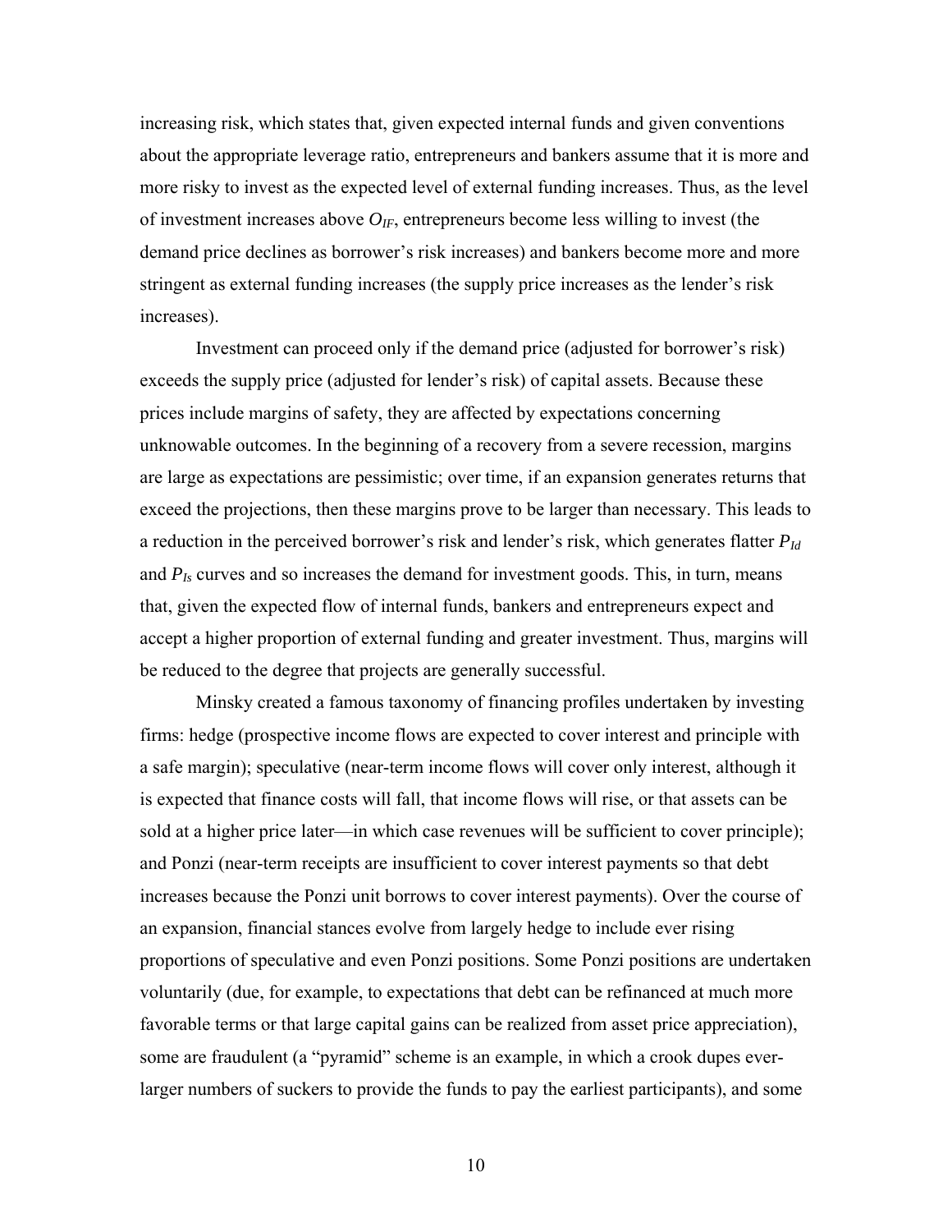increasing risk, which states that, given expected internal funds and given conventions about the appropriate leverage ratio, entrepreneurs and bankers assume that it is more and more risky to invest as the expected level of external funding increases. Thus, as the level of investment increases above $O_{IF}$, entrepreneurs become less willing to invest (the demand price declines as borrower's risk increases) and bankers become more and more stringent as external funding increases (the supply price increases as the lender's risk increases).

Investment can proceed only if the demand price (adjusted for borrower's risk) exceeds the supply price (adjusted for lender's risk) of capital assets. Because these prices include margins of safety, they are affected by expectations concerning unknowable outcomes. In the beginning of a recovery from a severe recession, margins are large as expectations are pessimistic; over time, if an expansion generates returns that exceed the projections, then these margins prove to be larger than necessary. This leads to a reduction in the perceived borrower's risk and lender's risk, which generates flatter $P_{Id}$ and $P_{Is}$ curves and so increases the demand for investment goods. This, in turn, means that, given the expected flow of internal funds, bankers and entrepreneurs expect and accept a higher proportion of external funding and greater investment. Thus, margins will be reduced to the degree that projects are generally successful.

Minsky created a famous taxonomy of financing profiles undertaken by investing firms: hedge (prospective income flows are expected to cover interest and principle with a safe margin); speculative (near-term income flows will cover only interest, although it is expected that finance costs will fall, that income flows will rise, or that assets can be sold at a higher price later—in which case revenues will be sufficient to cover principle); and Ponzi (near-term receipts are insufficient to cover interest payments so that debt increases because the Ponzi unit borrows to cover interest payments). Over the course of an expansion, financial stances evolve from largely hedge to include ever rising proportions of speculative and even Ponzi positions. Some Ponzi positions are undertaken voluntarily (due, for example, to expectations that debt can be refinanced at much more favorable terms or that large capital gains can be realized from asset price appreciation), some are fraudulent (a "pyramid" scheme is an example, in which a crook dupes ever-larger numbers of suckers to provide the funds to pay the earliest participants), and some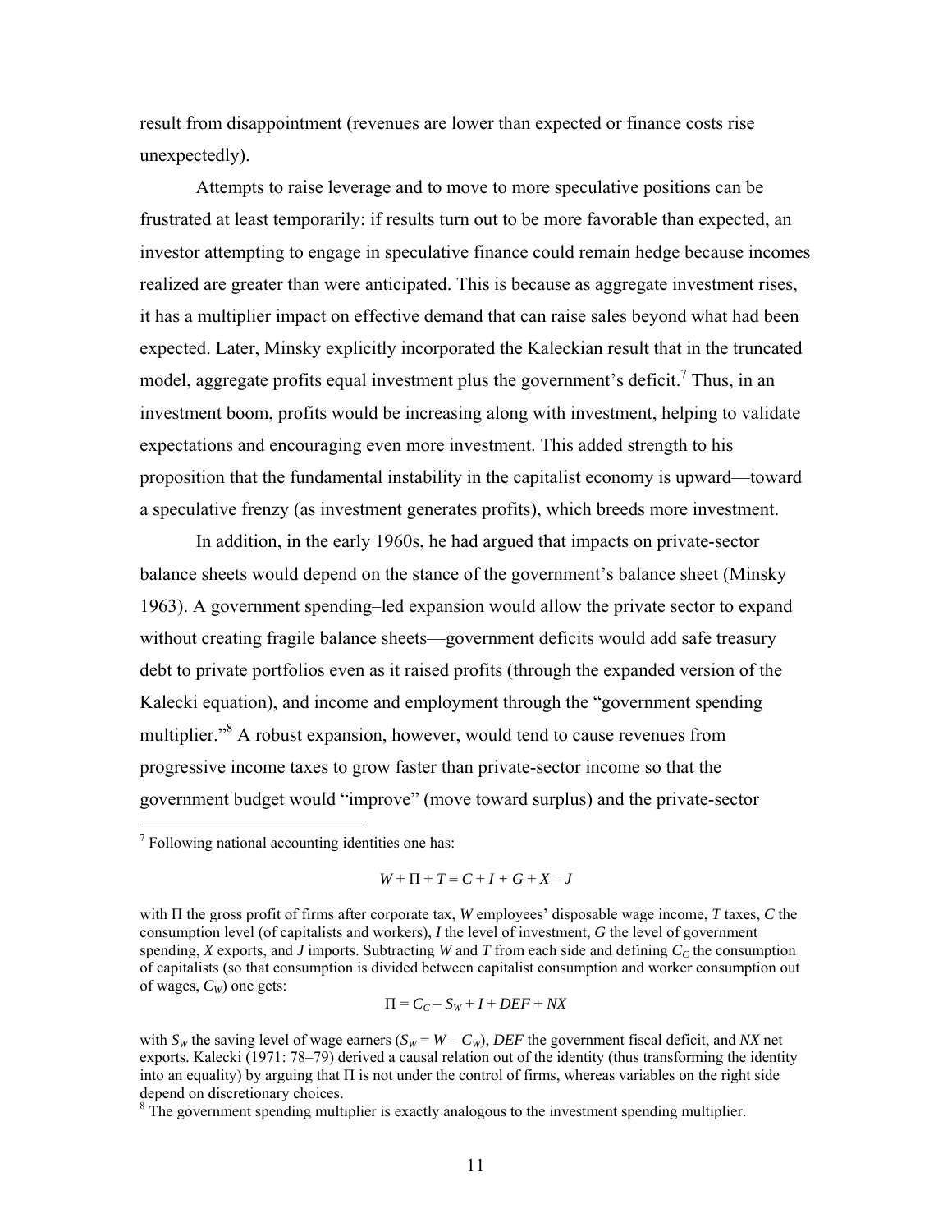result from disappointment (revenues are lower than expected or finance costs rise unexpectedly).

Attempts to raise leverage and to move to more speculative positions can be frustrated at least temporarily: if results turn out to be more favorable than expected, an investor attempting to engage in speculative finance could remain hedge because incomes realized are greater than were anticipated. This is because as aggregate investment rises, it has a multiplier impact on effective demand that can raise sales beyond what had been expected. Later, Minsky explicitly incorporated the Kaleckian result that in the truncated model, aggregate profits equal investment plus the government's deficit.[7] Thus, in an investment boom, profits would be increasing along with investment, helping to validate expectations and encouraging even more investment. This added strength to his proposition that the fundamental instability in the capitalist economy is upward—toward a speculative frenzy (as investment generates profits), which breeds more investment.

In addition, in the early 1960s, he had argued that impacts on private-sector balance sheets would depend on the stance of the government's balance sheet (Minsky 1963). A government spending–led expansion would allow the private sector to expand without creating fragile balance sheets—government deficits would add safe treasury debt to private portfolios even as it raised profits (through the expanded version of the Kalecki equation), and income and employment through the "government spending multiplier."[8] A robust expansion, however, would tend to cause revenues from progressive income taxes to grow faster than private-sector income so that the government budget would "improve" (move toward surplus) and the private-sector

---

[7] Following national accounting identities one has:

$$W + \Pi + T \equiv C + I + G + X - J$$

with $\Pi$ the gross profit of firms after corporate tax, $W$ employees' disposable wage income, $T$ taxes, $C$ the consumption level (of capitalists and workers), $I$ the level of investment, $G$ the level of government spending, $X$ exports, and $J$ imports. Subtracting $W$ and $T$ from each side and defining $C_C$ the consumption of capitalists (so that consumption is divided between capitalist consumption and worker consumption out of wages, $C_W$) one gets:

$$\Pi = C_C - S_W + I + DEF + NX$$

with $S_W$ the saving level of wage earners ($S_W = W - C_W$), $DEF$ the government fiscal deficit, and $NX$ net exports. Kalecki (1971: 78–79) derived a causal relation out of the identity (thus transforming the identity into an equality) by arguing that $\Pi$ is not under the control of firms, whereas variables on the right side depend on discretionary choices.

[8] The government spending multiplier is exactly analogous to the investment spending multiplier.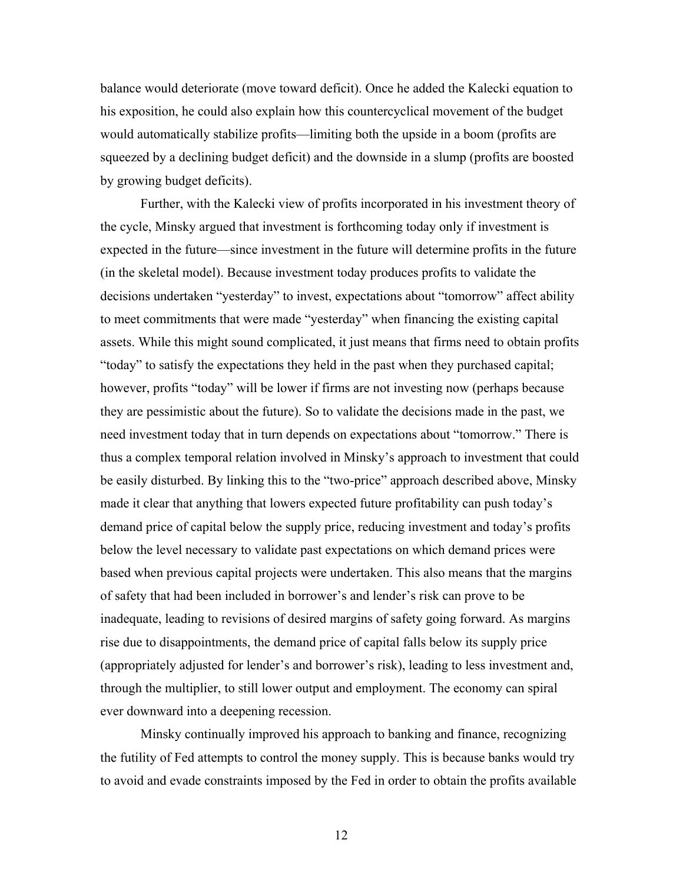balance would deteriorate (move toward deficit). Once he added the Kalecki equation to his exposition, he could also explain how this countercyclical movement of the budget would automatically stabilize profits—limiting both the upside in a boom (profits are squeezed by a declining budget deficit) and the downside in a slump (profits are boosted by growing budget deficits).

Further, with the Kalecki view of profits incorporated in his investment theory of the cycle, Minsky argued that investment is forthcoming today only if investment is expected in the future—since investment in the future will determine profits in the future (in the skeletal model). Because investment today produces profits to validate the decisions undertaken "yesterday" to invest, expectations about "tomorrow" affect ability to meet commitments that were made "yesterday" when financing the existing capital assets. While this might sound complicated, it just means that firms need to obtain profits "today" to satisfy the expectations they held in the past when they purchased capital; however, profits "today" will be lower if firms are not investing now (perhaps because they are pessimistic about the future). So to validate the decisions made in the past, we need investment today that in turn depends on expectations about "tomorrow." There is thus a complex temporal relation involved in Minsky's approach to investment that could be easily disturbed. By linking this to the "two-price" approach described above, Minsky made it clear that anything that lowers expected future profitability can push today's demand price of capital below the supply price, reducing investment and today's profits below the level necessary to validate past expectations on which demand prices were based when previous capital projects were undertaken. This also means that the margins of safety that had been included in borrower's and lender's risk can prove to be inadequate, leading to revisions of desired margins of safety going forward. As margins rise due to disappointments, the demand price of capital falls below its supply price (appropriately adjusted for lender's and borrower's risk), leading to less investment and, through the multiplier, to still lower output and employment. The economy can spiral ever downward into a deepening recession.

Minsky continually improved his approach to banking and finance, recognizing the futility of Fed attempts to control the money supply. This is because banks would try to avoid and evade constraints imposed by the Fed in order to obtain the profits available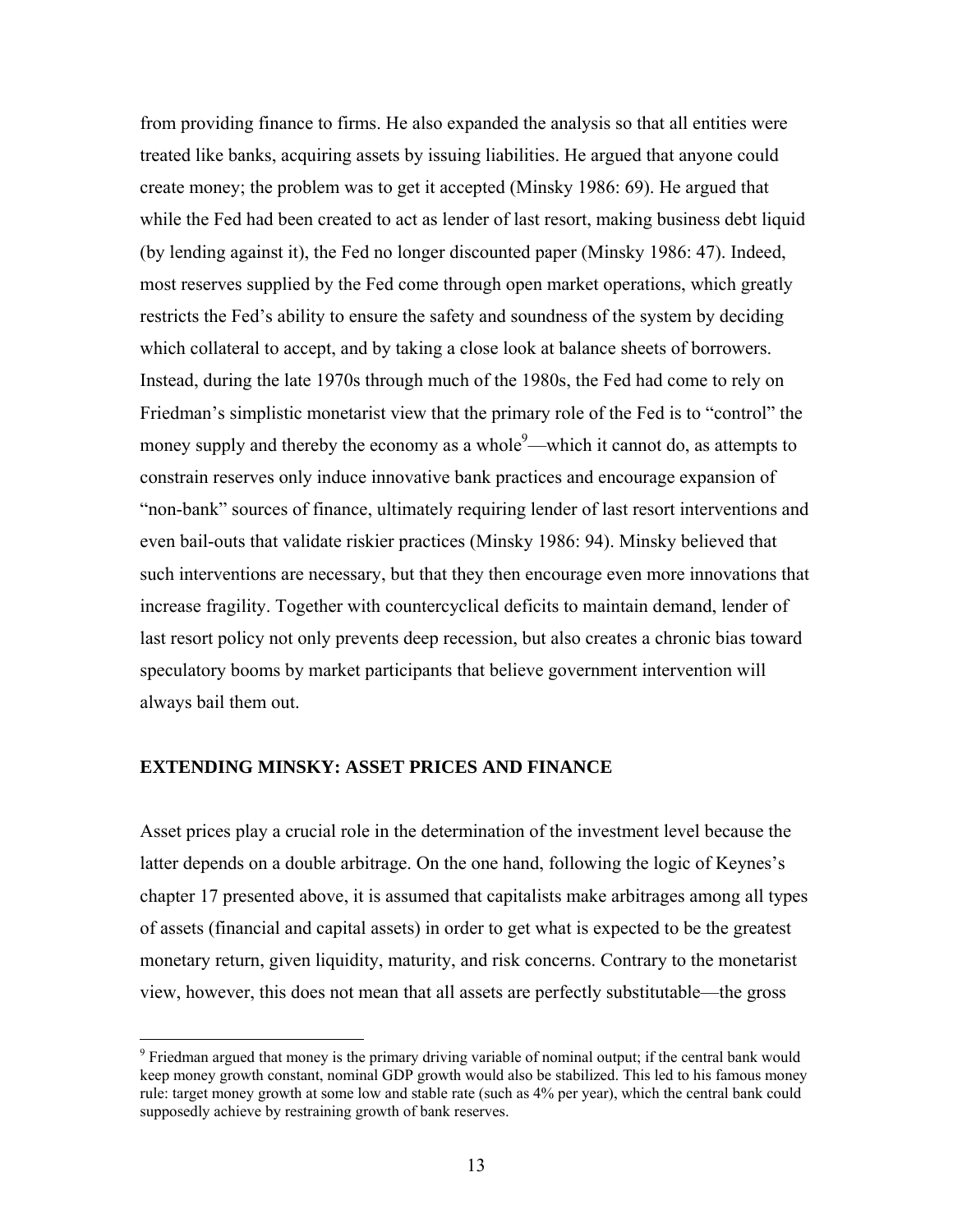from providing finance to firms. He also expanded the analysis so that all entities were treated like banks, acquiring assets by issuing liabilities. He argued that anyone could create money; the problem was to get it accepted (Minsky 1986: 69). He argued that while the Fed had been created to act as lender of last resort, making business debt liquid (by lending against it), the Fed no longer discounted paper (Minsky 1986: 47). Indeed, most reserves supplied by the Fed come through open market operations, which greatly restricts the Fed's ability to ensure the safety and soundness of the system by deciding which collateral to accept, and by taking a close look at balance sheets of borrowers. Instead, during the late 1970s through much of the 1980s, the Fed had come to rely on Friedman's simplistic monetarist view that the primary role of the Fed is to "control" the money supply and thereby the economy as a whole[9]—which it cannot do, as attempts to constrain reserves only induce innovative bank practices and encourage expansion of "non-bank" sources of finance, ultimately requiring lender of last resort interventions and even bail-outs that validate riskier practices (Minsky 1986: 94). Minsky believed that such interventions are necessary, but that they then encourage even more innovations that increase fragility. Together with countercyclical deficits to maintain demand, lender of last resort policy not only prevents deep recession, but also creates a chronic bias toward speculatory booms by market participants that believe government intervention will always bail them out.

## EXTENDING MINSKY: ASSET PRICES AND FINANCE

Asset prices play a crucial role in the determination of the investment level because the latter depends on a double arbitrage. On the one hand, following the logic of Keynes's chapter 17 presented above, it is assumed that capitalists make arbitrages among all types of assets (financial and capital assets) in order to get what is expected to be the greatest monetary return, given liquidity, maturity, and risk concerns. Contrary to the monetarist view, however, this does not mean that all assets are perfectly substitutable—the gross

---

[9] Friedman argued that money is the primary driving variable of nominal output; if the central bank would keep money growth constant, nominal GDP growth would also be stabilized. This led to his famous money rule: target money growth at some low and stable rate (such as 4% per year), which the central bank could supposedly achieve by restraining growth of bank reserves.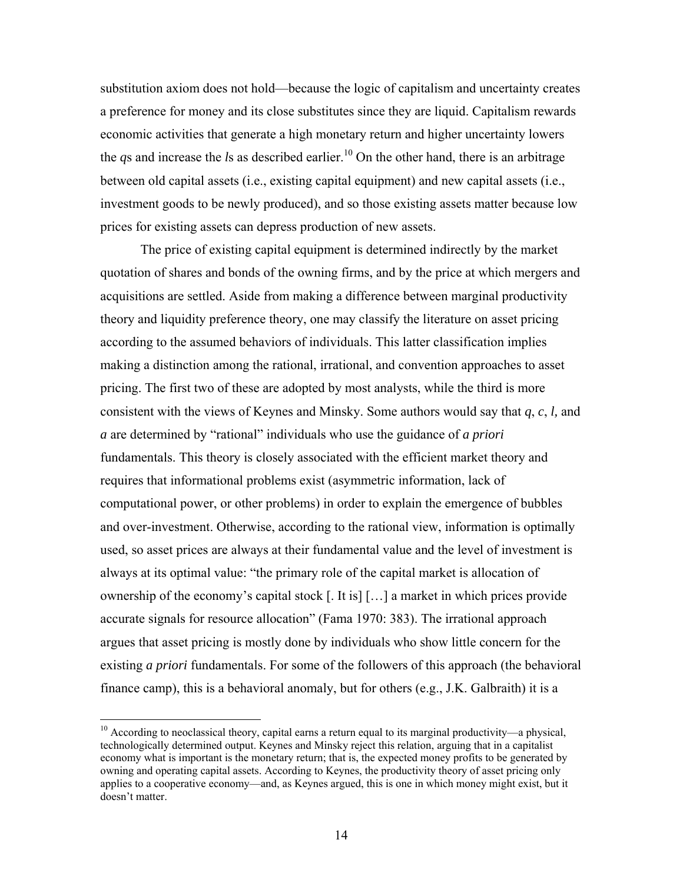substitution axiom does not hold—because the logic of capitalism and uncertainty creates a preference for money and its close substitutes since they are liquid. Capitalism rewards economic activities that generate a high monetary return and higher uncertainty lowers the *q*s and increase the *l*s as described earlier.[10] On the other hand, there is an arbitrage between old capital assets (i.e., existing capital equipment) and new capital assets (i.e., investment goods to be newly produced), and so those existing assets matter because low prices for existing assets can depress production of new assets.

The price of existing capital equipment is determined indirectly by the market quotation of shares and bonds of the owning firms, and by the price at which mergers and acquisitions are settled. Aside from making a difference between marginal productivity theory and liquidity preference theory, one may classify the literature on asset pricing according to the assumed behaviors of individuals. This latter classification implies making a distinction among the rational, irrational, and convention approaches to asset pricing. The first two of these are adopted by most analysts, while the third is more consistent with the views of Keynes and Minsky. Some authors would say that *q*, *c*, *l*, and *a* are determined by "rational" individuals who use the guidance of *a priori* fundamentals. This theory is closely associated with the efficient market theory and requires that informational problems exist (asymmetric information, lack of computational power, or other problems) in order to explain the emergence of bubbles and over-investment. Otherwise, according to the rational view, information is optimally used, so asset prices are always at their fundamental value and the level of investment is always at its optimal value: "the primary role of the capital market is allocation of ownership of the economy's capital stock [. It is] […] a market in which prices provide accurate signals for resource allocation" (Fama 1970: 383). The irrational approach argues that asset pricing is mostly done by individuals who show little concern for the existing *a priori* fundamentals. For some of the followers of this approach (the behavioral finance camp), this is a behavioral anomaly, but for others (e.g., J.K. Galbraith) it is a

[10] According to neoclassical theory, capital earns a return equal to its marginal productivity—a physical, technologically determined output. Keynes and Minsky reject this relation, arguing that in a capitalist economy what is important is the monetary return; that is, the expected money profits to be generated by owning and operating capital assets. According to Keynes, the productivity theory of asset pricing only applies to a cooperative economy—and, as Keynes argued, this is one in which money might exist, but it doesn't matter.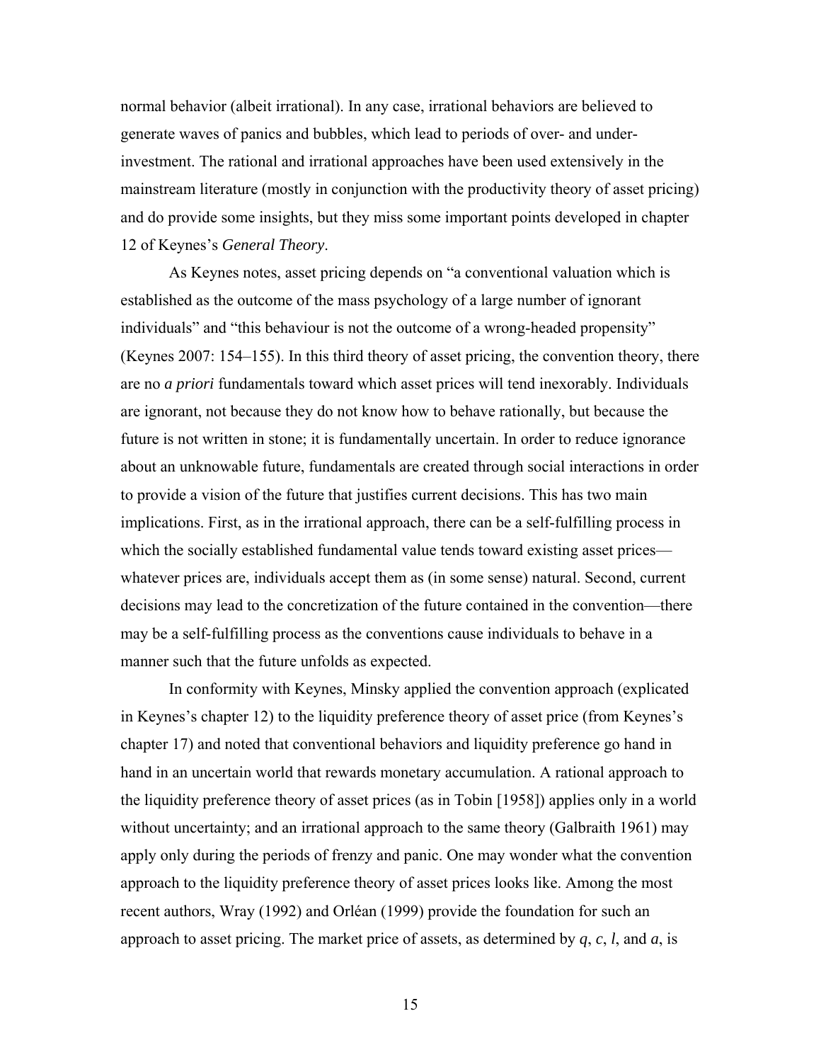normal behavior (albeit irrational). In any case, irrational behaviors are believed to generate waves of panics and bubbles, which lead to periods of over- and under-investment. The rational and irrational approaches have been used extensively in the mainstream literature (mostly in conjunction with the productivity theory of asset pricing) and do provide some insights, but they miss some important points developed in chapter 12 of Keynes's *General Theory*.

As Keynes notes, asset pricing depends on "a conventional valuation which is established as the outcome of the mass psychology of a large number of ignorant individuals" and "this behaviour is not the outcome of a wrong-headed propensity" (Keynes 2007: 154–155). In this third theory of asset pricing, the convention theory, there are no *a priori* fundamentals toward which asset prices will tend inexorably. Individuals are ignorant, not because they do not know how to behave rationally, but because the future is not written in stone; it is fundamentally uncertain. In order to reduce ignorance about an unknowable future, fundamentals are created through social interactions in order to provide a vision of the future that justifies current decisions. This has two main implications. First, as in the irrational approach, there can be a self-fulfilling process in which the socially established fundamental value tends toward existing asset prices—whatever prices are, individuals accept them as (in some sense) natural. Second, current decisions may lead to the concretization of the future contained in the convention—there may be a self-fulfilling process as the conventions cause individuals to behave in a manner such that the future unfolds as expected.

In conformity with Keynes, Minsky applied the convention approach (explicated in Keynes's chapter 12) to the liquidity preference theory of asset price (from Keynes's chapter 17) and noted that conventional behaviors and liquidity preference go hand in hand in an uncertain world that rewards monetary accumulation. A rational approach to the liquidity preference theory of asset prices (as in Tobin [1958]) applies only in a world without uncertainty; and an irrational approach to the same theory (Galbraith 1961) may apply only during the periods of frenzy and panic. One may wonder what the convention approach to the liquidity preference theory of asset prices looks like. Among the most recent authors, Wray (1992) and Orléan (1999) provide the foundation for such an approach to asset pricing. The market price of assets, as determined by $q$, $c$, $l$, and $a$, is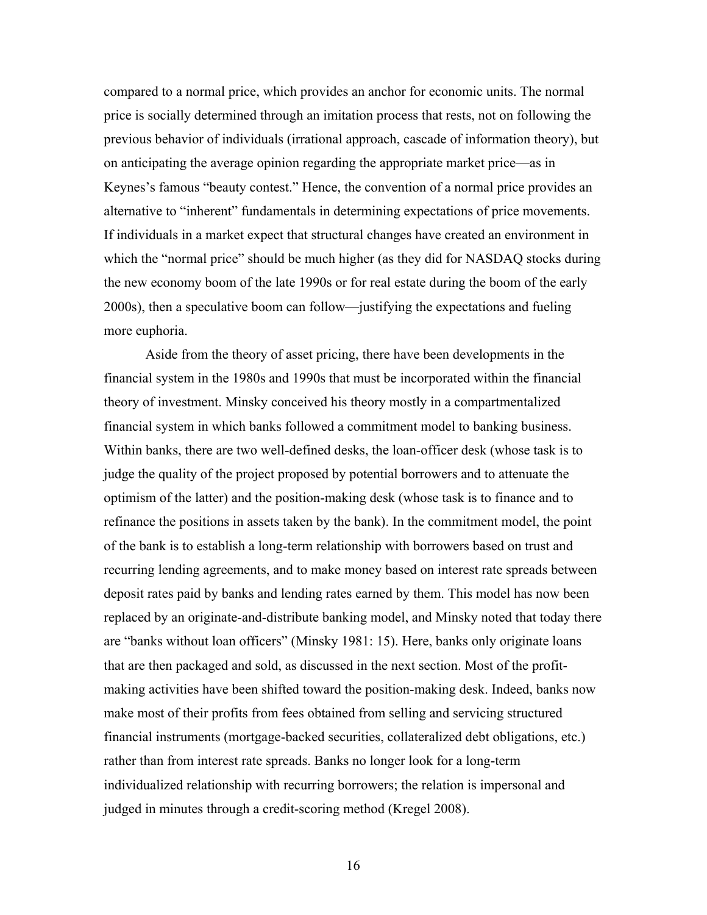compared to a normal price, which provides an anchor for economic units. The normal price is socially determined through an imitation process that rests, not on following the previous behavior of individuals (irrational approach, cascade of information theory), but on anticipating the average opinion regarding the appropriate market price—as in Keynes's famous "beauty contest." Hence, the convention of a normal price provides an alternative to "inherent" fundamentals in determining expectations of price movements. If individuals in a market expect that structural changes have created an environment in which the "normal price" should be much higher (as they did for NASDAQ stocks during the new economy boom of the late 1990s or for real estate during the boom of the early 2000s), then a speculative boom can follow—justifying the expectations and fueling more euphoria.

Aside from the theory of asset pricing, there have been developments in the financial system in the 1980s and 1990s that must be incorporated within the financial theory of investment. Minsky conceived his theory mostly in a compartmentalized financial system in which banks followed a commitment model to banking business. Within banks, there are two well-defined desks, the loan-officer desk (whose task is to judge the quality of the project proposed by potential borrowers and to attenuate the optimism of the latter) and the position-making desk (whose task is to finance and to refinance the positions in assets taken by the bank). In the commitment model, the point of the bank is to establish a long-term relationship with borrowers based on trust and recurring lending agreements, and to make money based on interest rate spreads between deposit rates paid by banks and lending rates earned by them. This model has now been replaced by an originate-and-distribute banking model, and Minsky noted that today there are "banks without loan officers" (Minsky 1981: 15). Here, banks only originate loans that are then packaged and sold, as discussed in the next section. Most of the profit-making activities have been shifted toward the position-making desk. Indeed, banks now make most of their profits from fees obtained from selling and servicing structured financial instruments (mortgage-backed securities, collateralized debt obligations, etc.) rather than from interest rate spreads. Banks no longer look for a long-term individualized relationship with recurring borrowers; the relation is impersonal and judged in minutes through a credit-scoring method (Kregel 2008).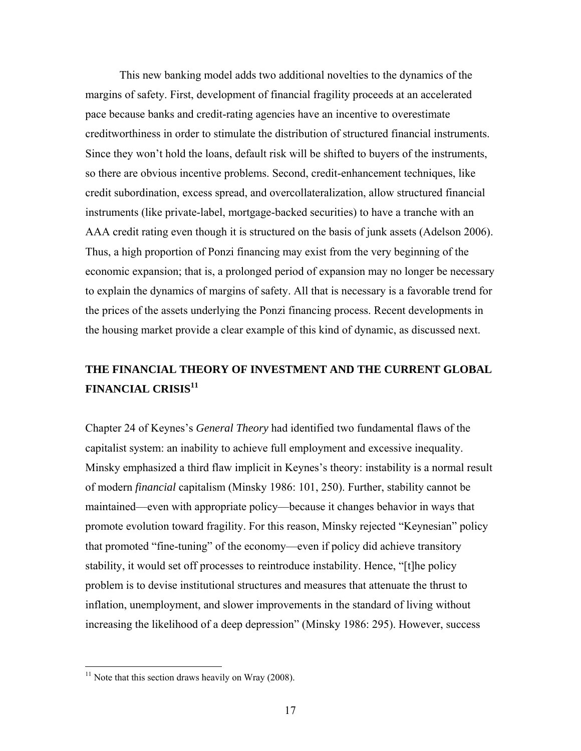This new banking model adds two additional novelties to the dynamics of the margins of safety. First, development of financial fragility proceeds at an accelerated pace because banks and credit-rating agencies have an incentive to overestimate creditworthiness in order to stimulate the distribution of structured financial instruments. Since they won't hold the loans, default risk will be shifted to buyers of the instruments, so there are obvious incentive problems. Second, credit-enhancement techniques, like credit subordination, excess spread, and overcollateralization, allow structured financial instruments (like private-label, mortgage-backed securities) to have a tranche with an AAA credit rating even though it is structured on the basis of junk assets (Adelson 2006). Thus, a high proportion of Ponzi financing may exist from the very beginning of the economic expansion; that is, a prolonged period of expansion may no longer be necessary to explain the dynamics of margins of safety. All that is necessary is a favorable trend for the prices of the assets underlying the Ponzi financing process. Recent developments in the housing market provide a clear example of this kind of dynamic, as discussed next.

## THE FINANCIAL THEORY OF INVESTMENT AND THE CURRENT GLOBAL FINANCIAL CRISIS[11]

Chapter 24 of Keynes's *General Theory* had identified two fundamental flaws of the capitalist system: an inability to achieve full employment and excessive inequality. Minsky emphasized a third flaw implicit in Keynes's theory: instability is a normal result of modern *financial* capitalism (Minsky 1986: 101, 250). Further, stability cannot be maintained—even with appropriate policy—because it changes behavior in ways that promote evolution toward fragility. For this reason, Minsky rejected "Keynesian" policy that promoted "fine-tuning" of the economy—even if policy did achieve transitory stability, it would set off processes to reintroduce instability. Hence, "[t]he policy problem is to devise institutional structures and measures that attenuate the thrust to inflation, unemployment, and slower improvements in the standard of living without increasing the likelihood of a deep depression" (Minsky 1986: 295). However, success

[11] Note that this section draws heavily on Wray (2008).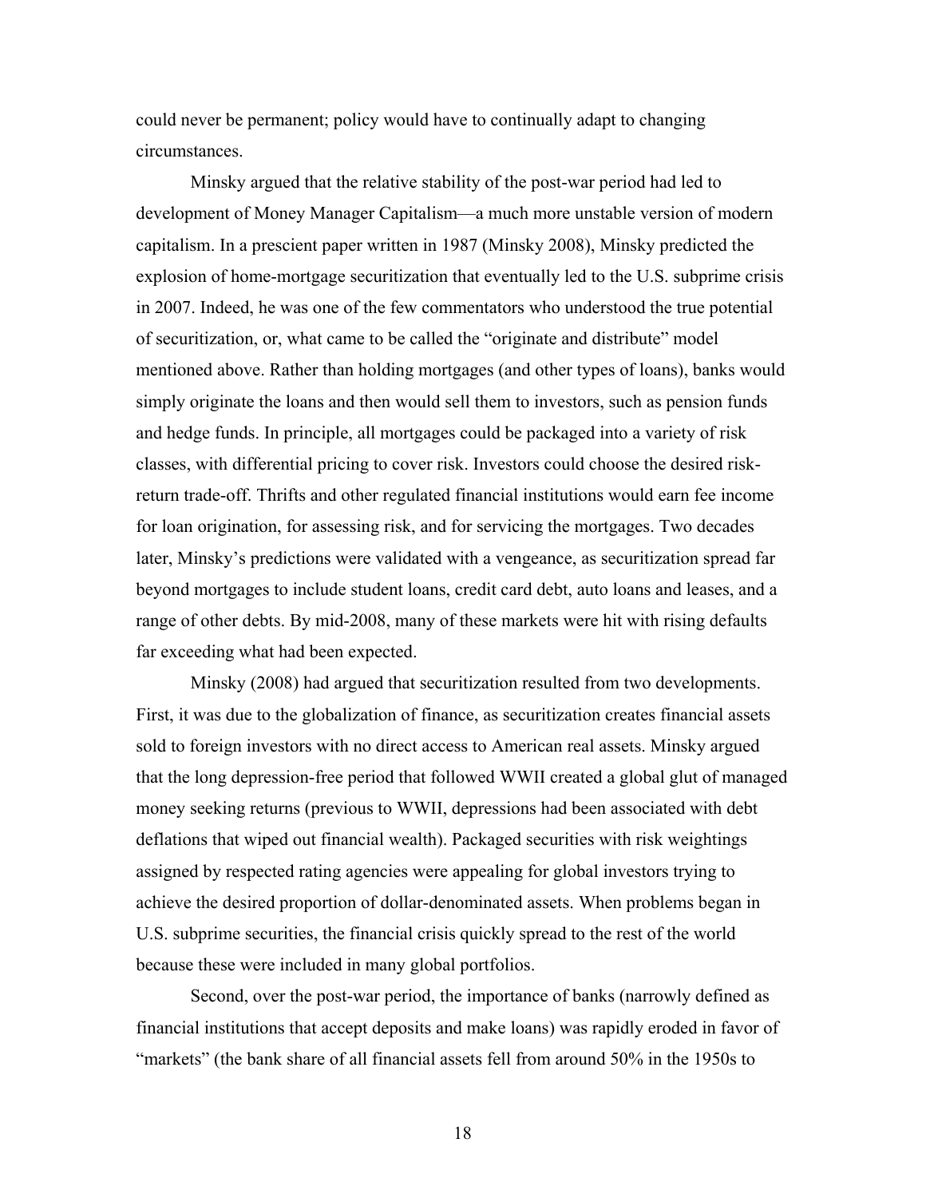could never be permanent; policy would have to continually adapt to changing circumstances.

Minsky argued that the relative stability of the post-war period had led to development of Money Manager Capitalism—a much more unstable version of modern capitalism. In a prescient paper written in 1987 (Minsky 2008), Minsky predicted the explosion of home-mortgage securitization that eventually led to the U.S. subprime crisis in 2007. Indeed, he was one of the few commentators who understood the true potential of securitization, or, what came to be called the "originate and distribute" model mentioned above. Rather than holding mortgages (and other types of loans), banks would simply originate the loans and then would sell them to investors, such as pension funds and hedge funds. In principle, all mortgages could be packaged into a variety of risk classes, with differential pricing to cover risk. Investors could choose the desired risk-return trade-off. Thrifts and other regulated financial institutions would earn fee income for loan origination, for assessing risk, and for servicing the mortgages. Two decades later, Minsky's predictions were validated with a vengeance, as securitization spread far beyond mortgages to include student loans, credit card debt, auto loans and leases, and a range of other debts. By mid-2008, many of these markets were hit with rising defaults far exceeding what had been expected.

Minsky (2008) had argued that securitization resulted from two developments. First, it was due to the globalization of finance, as securitization creates financial assets sold to foreign investors with no direct access to American real assets. Minsky argued that the long depression-free period that followed WWII created a global glut of managed money seeking returns (previous to WWII, depressions had been associated with debt deflations that wiped out financial wealth). Packaged securities with risk weightings assigned by respected rating agencies were appealing for global investors trying to achieve the desired proportion of dollar-denominated assets. When problems began in U.S. subprime securities, the financial crisis quickly spread to the rest of the world because these were included in many global portfolios.

Second, over the post-war period, the importance of banks (narrowly defined as financial institutions that accept deposits and make loans) was rapidly eroded in favor of "markets" (the bank share of all financial assets fell from around 50% in the 1950s to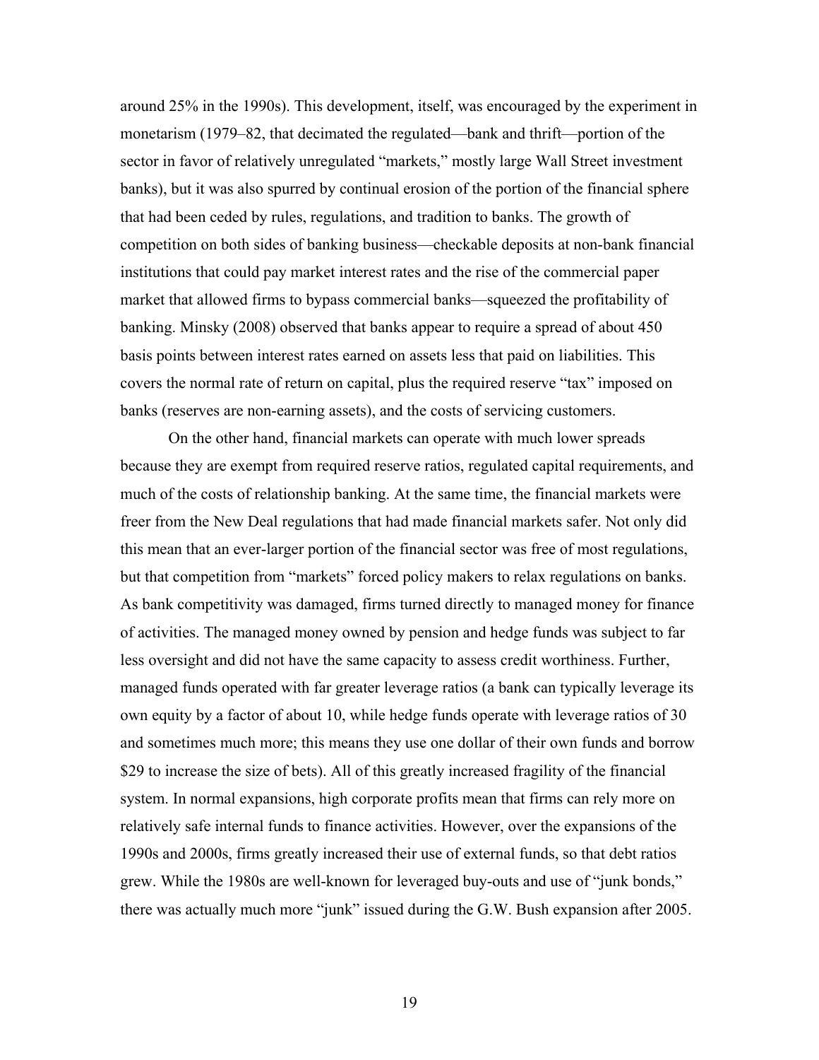around 25% in the 1990s). This development, itself, was encouraged by the experiment in monetarism (1979–82, that decimated the regulated—bank and thrift—portion of the sector in favor of relatively unregulated "markets," mostly large Wall Street investment banks), but it was also spurred by continual erosion of the portion of the financial sphere that had been ceded by rules, regulations, and tradition to banks. The growth of competition on both sides of banking business—checkable deposits at non-bank financial institutions that could pay market interest rates and the rise of the commercial paper market that allowed firms to bypass commercial banks—squeezed the profitability of banking. Minsky (2008) observed that banks appear to require a spread of about 450 basis points between interest rates earned on assets less that paid on liabilities. This covers the normal rate of return on capital, plus the required reserve "tax" imposed on banks (reserves are non-earning assets), and the costs of servicing customers.

On the other hand, financial markets can operate with much lower spreads because they are exempt from required reserve ratios, regulated capital requirements, and much of the costs of relationship banking. At the same time, the financial markets were freer from the New Deal regulations that had made financial markets safer. Not only did this mean that an ever-larger portion of the financial sector was free of most regulations, but that competition from "markets" forced policy makers to relax regulations on banks. As bank competitivity was damaged, firms turned directly to managed money for finance of activities. The managed money owned by pension and hedge funds was subject to far less oversight and did not have the same capacity to assess credit worthiness. Further, managed funds operated with far greater leverage ratios (a bank can typically leverage its own equity by a factor of about 10, while hedge funds operate with leverage ratios of 30 and sometimes much more; this means they use one dollar of their own funds and borrow $29 to increase the size of bets). All of this greatly increased fragility of the financial system. In normal expansions, high corporate profits mean that firms can rely more on relatively safe internal funds to finance activities. However, over the expansions of the 1990s and 2000s, firms greatly increased their use of external funds, so that debt ratios grew. While the 1980s are well-known for leveraged buy-outs and use of "junk bonds," there was actually much more "junk" issued during the G.W. Bush expansion after 2005.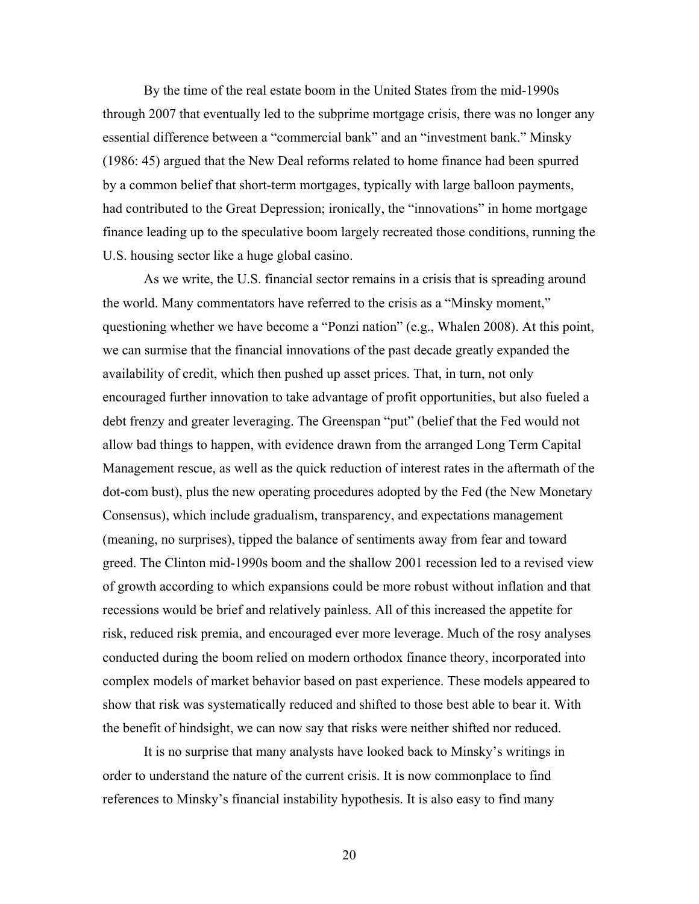By the time of the real estate boom in the United States from the mid-1990s through 2007 that eventually led to the subprime mortgage crisis, there was no longer any essential difference between a "commercial bank" and an "investment bank." Minsky (1986: 45) argued that the New Deal reforms related to home finance had been spurred by a common belief that short-term mortgages, typically with large balloon payments, had contributed to the Great Depression; ironically, the "innovations" in home mortgage finance leading up to the speculative boom largely recreated those conditions, running the U.S. housing sector like a huge global casino.

As we write, the U.S. financial sector remains in a crisis that is spreading around the world. Many commentators have referred to the crisis as a "Minsky moment," questioning whether we have become a "Ponzi nation" (e.g., Whalen 2008). At this point, we can surmise that the financial innovations of the past decade greatly expanded the availability of credit, which then pushed up asset prices. That, in turn, not only encouraged further innovation to take advantage of profit opportunities, but also fueled a debt frenzy and greater leveraging. The Greenspan "put" (belief that the Fed would not allow bad things to happen, with evidence drawn from the arranged Long Term Capital Management rescue, as well as the quick reduction of interest rates in the aftermath of the dot-com bust), plus the new operating procedures adopted by the Fed (the New Monetary Consensus), which include gradualism, transparency, and expectations management (meaning, no surprises), tipped the balance of sentiments away from fear and toward greed. The Clinton mid-1990s boom and the shallow 2001 recession led to a revised view of growth according to which expansions could be more robust without inflation and that recessions would be brief and relatively painless. All of this increased the appetite for risk, reduced risk premia, and encouraged ever more leverage. Much of the rosy analyses conducted during the boom relied on modern orthodox finance theory, incorporated into complex models of market behavior based on past experience. These models appeared to show that risk was systematically reduced and shifted to those best able to bear it. With the benefit of hindsight, we can now say that risks were neither shifted nor reduced.

It is no surprise that many analysts have looked back to Minsky's writings in order to understand the nature of the current crisis. It is now commonplace to find references to Minsky's financial instability hypothesis. It is also easy to find many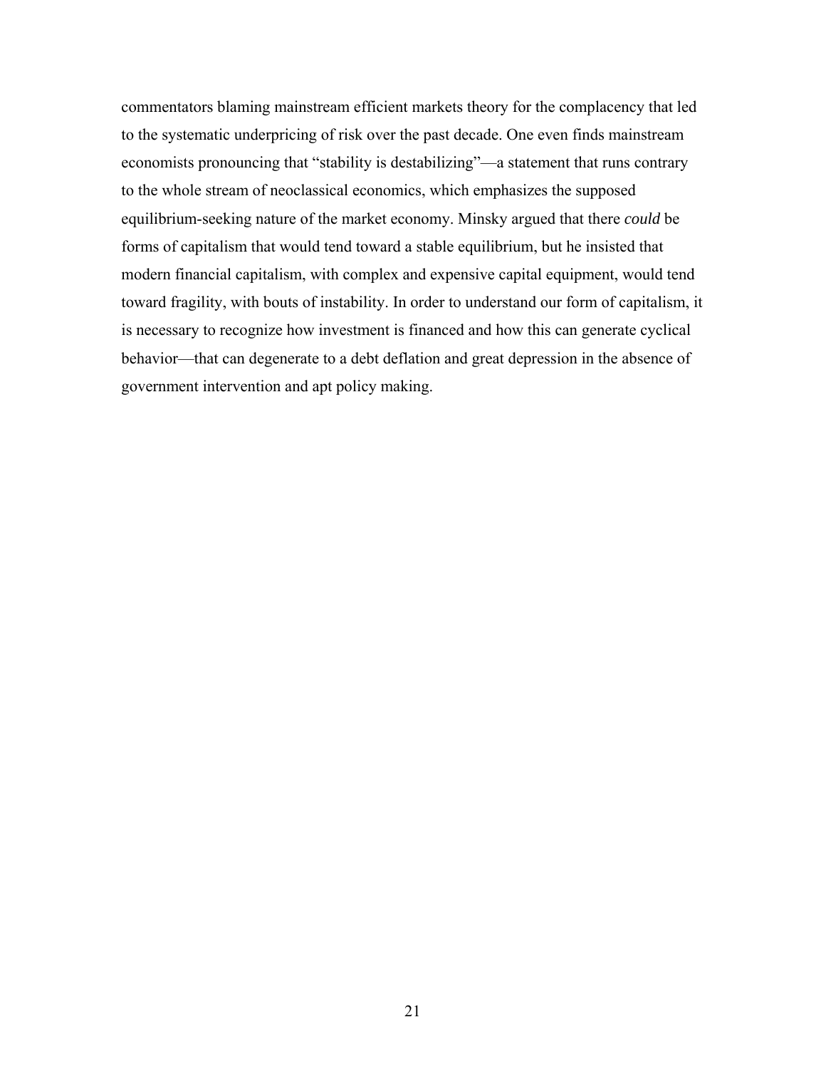commentators blaming mainstream efficient markets theory for the complacency that led to the systematic underpricing of risk over the past decade. One even finds mainstream economists pronouncing that "stability is destabilizing"—a statement that runs contrary to the whole stream of neoclassical economics, which emphasizes the supposed equilibrium-seeking nature of the market economy. Minsky argued that there *could* be forms of capitalism that would tend toward a stable equilibrium, but he insisted that modern financial capitalism, with complex and expensive capital equipment, would tend toward fragility, with bouts of instability. In order to understand our form of capitalism, it is necessary to recognize how investment is financed and how this can generate cyclical behavior—that can degenerate to a debt deflation and great depression in the absence of government intervention and apt policy making.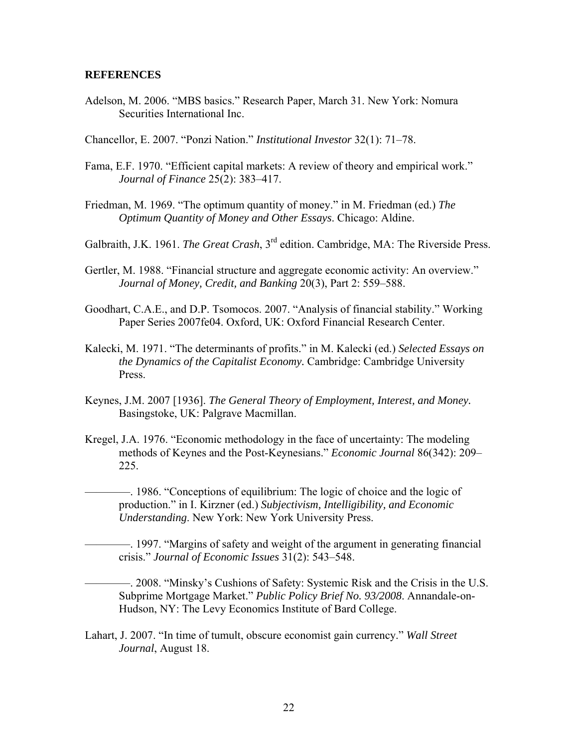**REFERENCES**

Adelson, M. 2006. "MBS basics." Research Paper, March 31. New York: Nomura Securities International Inc.

Chancellor, E. 2007. "Ponzi Nation." *Institutional Investor* 32(1): 71–78.

Fama, E.F. 1970. "Efficient capital markets: A review of theory and empirical work." *Journal of Finance* 25(2): 383–417.

Friedman, M. 1969. "The optimum quantity of money." in M. Friedman (ed.) *The Optimum Quantity of Money and Other Essays*. Chicago: Aldine.

Galbraith, J.K. 1961. *The Great Crash*, 3rd edition. Cambridge, MA: The Riverside Press.

Gertler, M. 1988. "Financial structure and aggregate economic activity: An overview." *Journal of Money, Credit, and Banking* 20(3), Part 2: 559–588.

Goodhart, C.A.E., and D.P. Tsomocos. 2007. "Analysis of financial stability." Working Paper Series 2007fe04. Oxford, UK: Oxford Financial Research Center.

Kalecki, M. 1971. "The determinants of profits." in M. Kalecki (ed.) *Selected Essays on the Dynamics of the Capitalist Economy.* Cambridge: Cambridge University Press.

Keynes, J.M. 2007 [1936]. *The General Theory of Employment, Interest, and Money.* Basingstoke, UK: Palgrave Macmillan.

Kregel, J.A. 1976. "Economic methodology in the face of uncertainty: The modeling methods of Keynes and the Post-Keynesians." *Economic Journal* 86(342): 209–225.

————. 1986. "Conceptions of equilibrium: The logic of choice and the logic of production." in I. Kirzner (ed.) *Subjectivism, Intelligibility, and Economic Understanding*. New York: New York University Press.

————. 1997. "Margins of safety and weight of the argument in generating financial crisis." *Journal of Economic Issues* 31(2): 543–548.

————. 2008. "Minsky's Cushions of Safety: Systemic Risk and the Crisis in the U.S. Subprime Mortgage Market." *Public Policy Brief No. 93/2008*. Annandale-on-Hudson, NY: The Levy Economics Institute of Bard College.

Lahart, J. 2007. "In time of tumult, obscure economist gain currency." *Wall Street Journal*, August 18.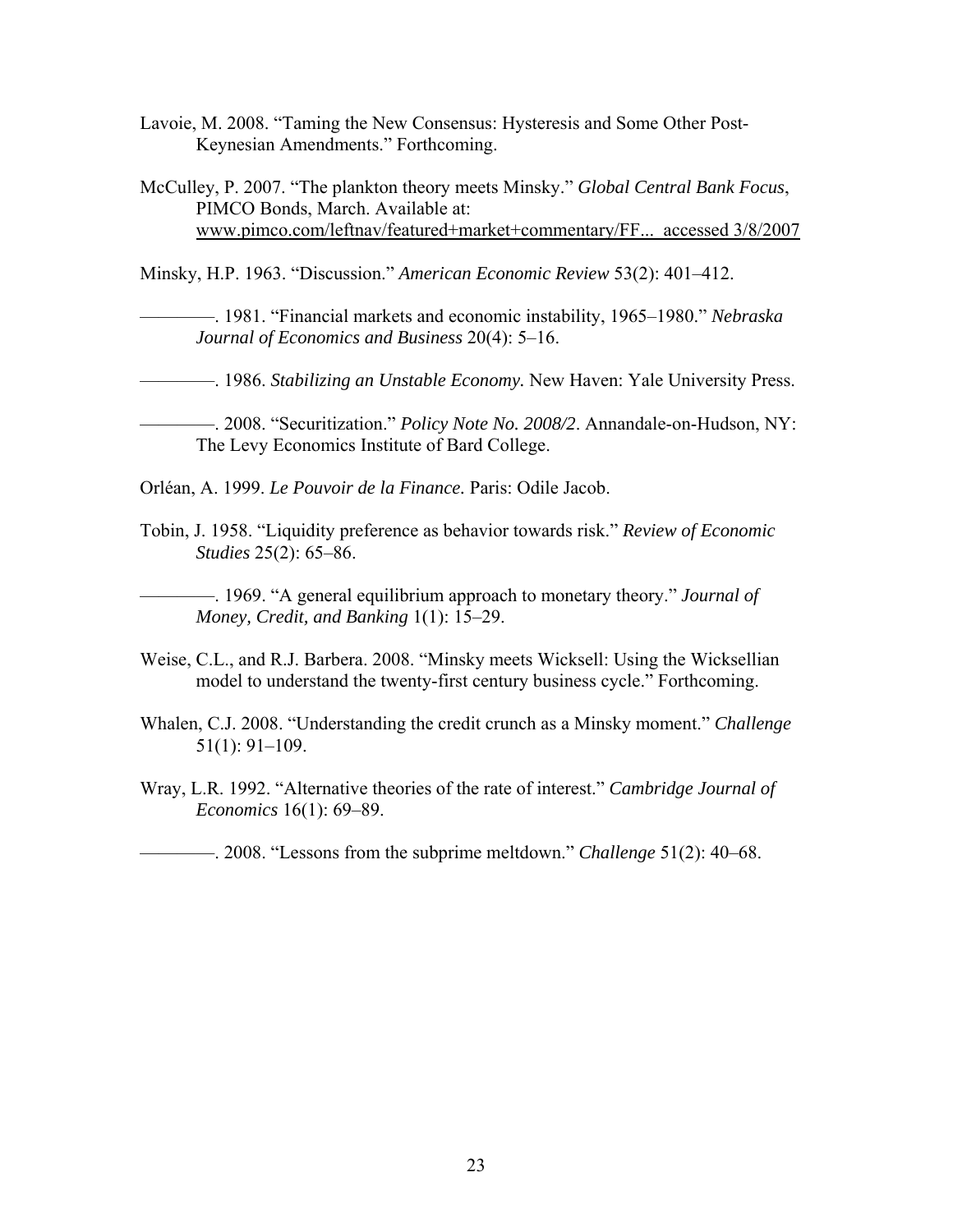Lavoie, M. 2008. "Taming the New Consensus: Hysteresis and Some Other Post-Keynesian Amendments." Forthcoming.

McCulley, P. 2007. "The plankton theory meets Minsky." *Global Central Bank Focus*, PIMCO Bonds, March. Available at: www.pimco.com/leftnav/featured+market+commentary/FF... accessed 3/8/2007

Minsky, H.P. 1963. "Discussion." *American Economic Review* 53(2): 401–412.

————. 1981. "Financial markets and economic instability, 1965–1980." *Nebraska Journal of Economics and Business* 20(4): 5–16.

————. 1986. *Stabilizing an Unstable Economy.* New Haven: Yale University Press.

————. 2008. "Securitization." *Policy Note No. 2008/2*. Annandale-on-Hudson, NY: The Levy Economics Institute of Bard College.

Orléan, A. 1999. *Le Pouvoir de la Finance.* Paris: Odile Jacob.

Tobin, J. 1958. "Liquidity preference as behavior towards risk." *Review of Economic Studies* 25(2): 65–86.

————. 1969. "A general equilibrium approach to monetary theory." *Journal of Money, Credit, and Banking* 1(1): 15–29.

Weise, C.L., and R.J. Barbera. 2008. "Minsky meets Wicksell: Using the Wicksellian model to understand the twenty-first century business cycle." Forthcoming.

Whalen, C.J. 2008. "Understanding the credit crunch as a Minsky moment." *Challenge* 51(1): 91–109.

Wray, L.R. 1992. "Alternative theories of the rate of interest." *Cambridge Journal of Economics* 16(1): 69–89.

————. 2008. "Lessons from the subprime meltdown." *Challenge* 51(2): 40–68.